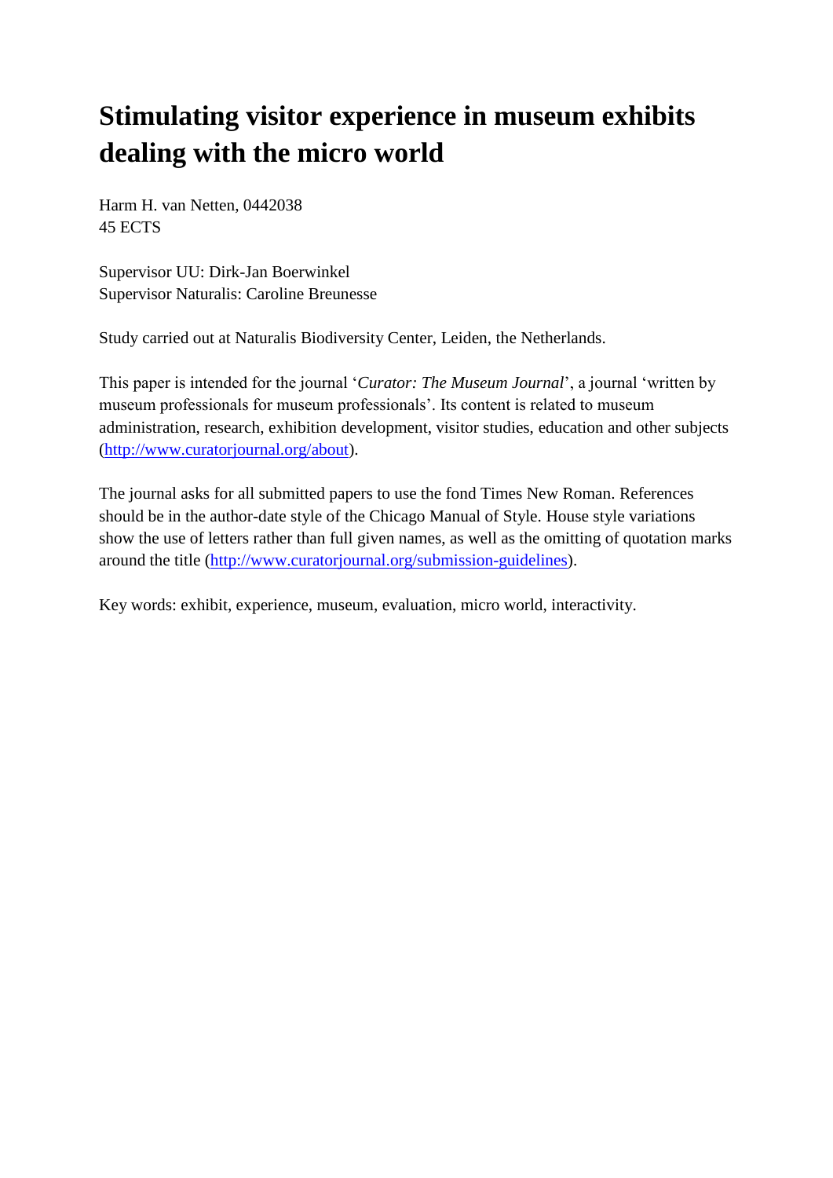# Stimulating visitor experience in museum exhibits dealing with the micro world

Harm H. van Netten, 0442038
45 ECTS

Supervisor UU: Dirk-Jan Boerwinkel
Supervisor Naturalis: Caroline Breunesse

Study carried out at Naturalis Biodiversity Center, Leiden, the Netherlands.

This paper is intended for the journal '*Curator: The Museum Journal*', a journal 'written by museum professionals for museum professionals'. Its content is related to museum administration, research, exhibition development, visitor studies, education and other subjects (http://www.curatorjournal.org/about).

The journal asks for all submitted papers to use the fond Times New Roman. References should be in the author-date style of the Chicago Manual of Style. House style variations show the use of letters rather than full given names, as well as the omitting of quotation marks around the title (http://www.curatorjournal.org/submission-guidelines).

Key words: exhibit, experience, museum, evaluation, micro world, interactivity.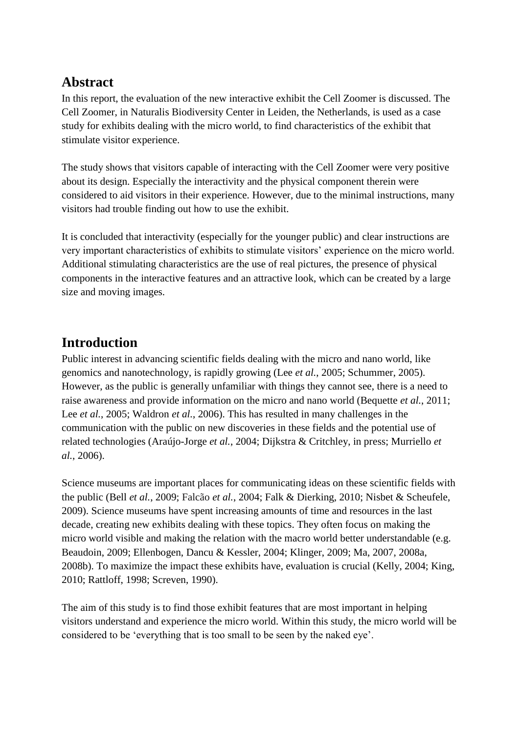## Abstract

In this report, the evaluation of the new interactive exhibit the Cell Zoomer is discussed. The Cell Zoomer, in Naturalis Biodiversity Center in Leiden, the Netherlands, is used as a case study for exhibits dealing with the micro world, to find characteristics of the exhibit that stimulate visitor experience.

The study shows that visitors capable of interacting with the Cell Zoomer were very positive about its design. Especially the interactivity and the physical component therein were considered to aid visitors in their experience. However, due to the minimal instructions, many visitors had trouble finding out how to use the exhibit.

It is concluded that interactivity (especially for the younger public) and clear instructions are very important characteristics of exhibits to stimulate visitors' experience on the micro world. Additional stimulating characteristics are the use of real pictures, the presence of physical components in the interactive features and an attractive look, which can be created by a large size and moving images.

## Introduction

Public interest in advancing scientific fields dealing with the micro and nano world, like genomics and nanotechnology, is rapidly growing (Lee *et al.*, 2005; Schummer, 2005). However, as the public is generally unfamiliar with things they cannot see, there is a need to raise awareness and provide information on the micro and nano world (Bequette *et al.*, 2011; Lee *et al.*, 2005; Waldron *et al.*, 2006). This has resulted in many challenges in the communication with the public on new discoveries in these fields and the potential use of related technologies (Araújo-Jorge *et al.*, 2004; Dijkstra & Critchley, in press; Murriello *et al.*, 2006).

Science museums are important places for communicating ideas on these scientific fields with the public (Bell *et al.*, 2009; Falcão *et al.*, 2004; Falk & Dierking, 2010; Nisbet & Scheufele, 2009). Science museums have spent increasing amounts of time and resources in the last decade, creating new exhibits dealing with these topics. They often focus on making the micro world visible and making the relation with the macro world better understandable (e.g. Beaudoin, 2009; Ellenbogen, Dancu & Kessler, 2004; Klinger, 2009; Ma, 2007, 2008a, 2008b). To maximize the impact these exhibits have, evaluation is crucial (Kelly, 2004; King, 2010; Rattloff, 1998; Screven, 1990).

The aim of this study is to find those exhibit features that are most important in helping visitors understand and experience the micro world. Within this study, the micro world will be considered to be 'everything that is too small to be seen by the naked eye'.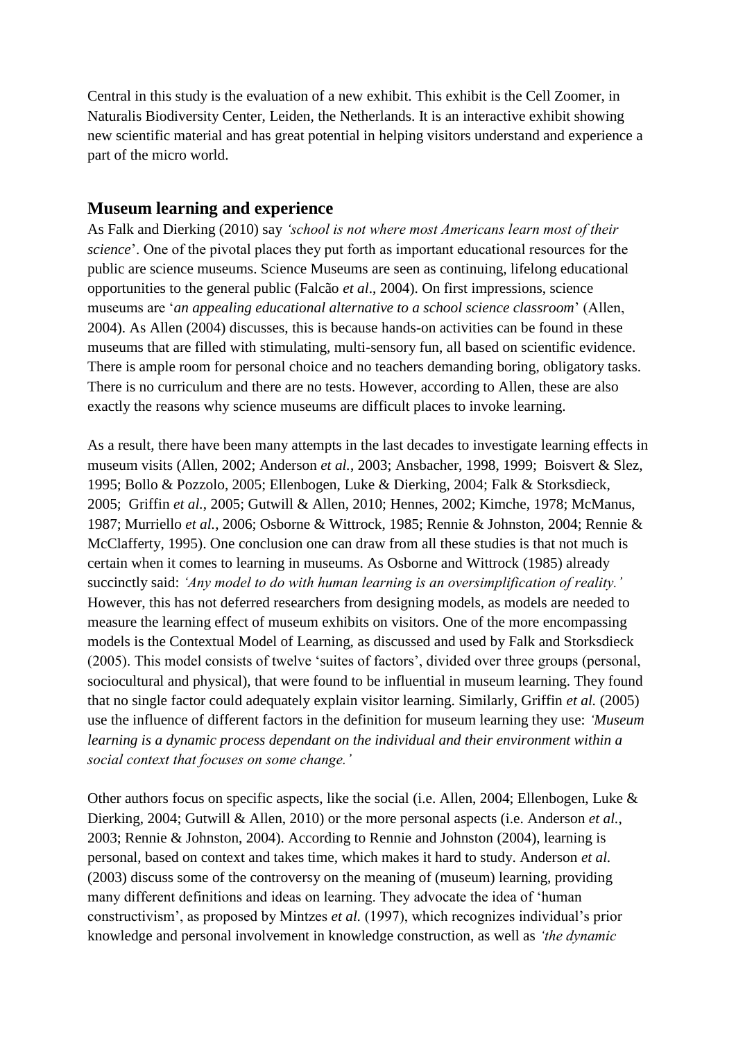Central in this study is the evaluation of a new exhibit. This exhibit is the Cell Zoomer, in Naturalis Biodiversity Center, Leiden, the Netherlands. It is an interactive exhibit showing new scientific material and has great potential in helping visitors understand and experience a part of the micro world.

## Museum learning and experience

As Falk and Dierking (2010) say *'school is not where most Americans learn most of their science*'. One of the pivotal places they put forth as important educational resources for the public are science museums. Science Museums are seen as continuing, lifelong educational opportunities to the general public (Falcão *et al*., 2004). On first impressions, science museums are '*an appealing educational alternative to a school science classroom*' (Allen, 2004). As Allen (2004) discusses, this is because hands-on activities can be found in these museums that are filled with stimulating, multi-sensory fun, all based on scientific evidence. There is ample room for personal choice and no teachers demanding boring, obligatory tasks. There is no curriculum and there are no tests. However, according to Allen, these are also exactly the reasons why science museums are difficult places to invoke learning.

As a result, there have been many attempts in the last decades to investigate learning effects in museum visits (Allen, 2002; Anderson *et al.*, 2003; Ansbacher, 1998, 1999; Boisvert & Slez, 1995; Bollo & Pozzolo, 2005; Ellenbogen, Luke & Dierking, 2004; Falk & Storksdieck, 2005; Griffin *et al.*, 2005; Gutwill & Allen, 2010; Hennes, 2002; Kimche, 1978; McManus, 1987; Murriello *et al.*, 2006; Osborne & Wittrock, 1985; Rennie & Johnston, 2004; Rennie & McClafferty, 1995). One conclusion one can draw from all these studies is that not much is certain when it comes to learning in museums. As Osborne and Wittrock (1985) already succinctly said: *'Any model to do with human learning is an oversimplification of reality.'* However, this has not deferred researchers from designing models, as models are needed to measure the learning effect of museum exhibits on visitors. One of the more encompassing models is the Contextual Model of Learning, as discussed and used by Falk and Storksdieck (2005). This model consists of twelve 'suites of factors', divided over three groups (personal, sociocultural and physical), that were found to be influential in museum learning. They found that no single factor could adequately explain visitor learning. Similarly, Griffin *et al.* (2005) use the influence of different factors in the definition for museum learning they use: *'Museum learning is a dynamic process dependant on the individual and their environment within a social context that focuses on some change.'*

Other authors focus on specific aspects, like the social (i.e. Allen, 2004; Ellenbogen, Luke & Dierking, 2004; Gutwill & Allen, 2010) or the more personal aspects (i.e. Anderson *et al.*, 2003; Rennie & Johnston, 2004). According to Rennie and Johnston (2004), learning is personal, based on context and takes time, which makes it hard to study. Anderson *et al.* (2003) discuss some of the controversy on the meaning of (museum) learning, providing many different definitions and ideas on learning. They advocate the idea of 'human constructivism', as proposed by Mintzes *et al.* (1997), which recognizes individual's prior knowledge and personal involvement in knowledge construction, as well as *'the dynamic*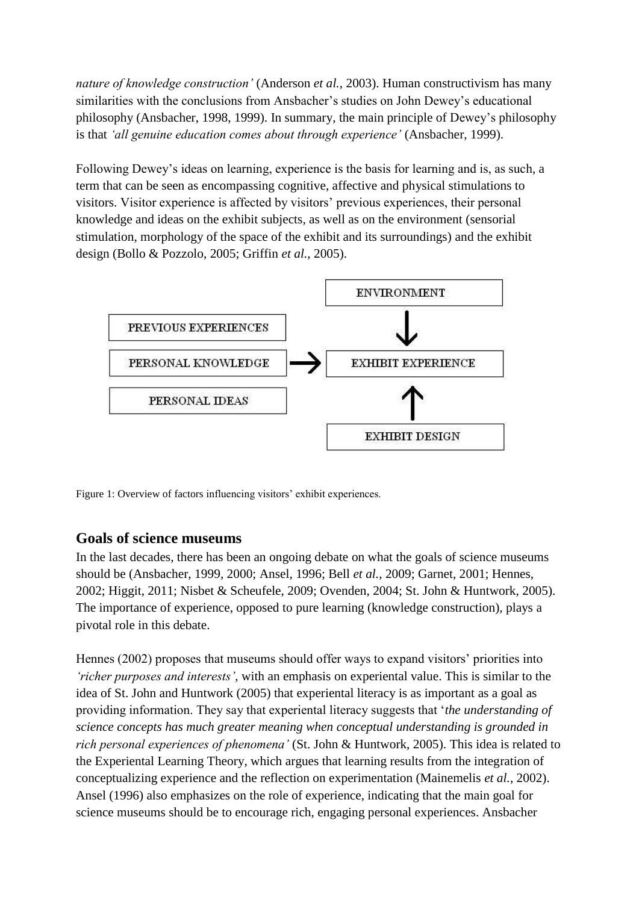*nature of knowledge construction'* (Anderson *et al.*, 2003). Human constructivism has many similarities with the conclusions from Ansbacher's studies on John Dewey's educational philosophy (Ansbacher, 1998, 1999). In summary, the main principle of Dewey's philosophy is that *'all genuine education comes about through experience'* (Ansbacher, 1999).

Following Dewey's ideas on learning, experience is the basis for learning and is, as such, a term that can be seen as encompassing cognitive, affective and physical stimulations to visitors. Visitor experience is affected by visitors' previous experiences, their personal knowledge and ideas on the exhibit subjects, as well as on the environment (sensorial stimulation, morphology of the space of the exhibit and its surroundings) and the exhibit design (Bollo & Pozzolo, 2005; Griffin *et al.*, 2005).

ENVIRONMENT

PREVIOUS EXPERIENCES

PERSONAL KNOWLEDGE → EXHIBIT EXPERIENCE

PERSONAL IDEAS

EXHIBIT DESIGN

Figure 1: Overview of factors influencing visitors' exhibit experiences.

## Goals of science museums

In the last decades, there has been an ongoing debate on what the goals of science museums should be (Ansbacher, 1999, 2000; Ansel, 1996; Bell *et al.*, 2009; Garnet, 2001; Hennes, 2002; Higgit, 2011; Nisbet & Scheufele, 2009; Ovenden, 2004; St. John & Huntwork, 2005). The importance of experience, opposed to pure learning (knowledge construction), plays a pivotal role in this debate.

Hennes (2002) proposes that museums should offer ways to expand visitors' priorities into *'richer purposes and interests'*, with an emphasis on experiental value. This is similar to the idea of St. John and Huntwork (2005) that experiental literacy is as important as a goal as providing information. They say that experiental literacy suggests that '*the understanding of science concepts has much greater meaning when conceptual understanding is grounded in rich personal experiences of phenomena'* (St. John & Huntwork, 2005). This idea is related to the Experiental Learning Theory, which argues that learning results from the integration of conceptualizing experience and the reflection on experimentation (Mainemelis *et al.*, 2002). Ansel (1996) also emphasizes on the role of experience, indicating that the main goal for science museums should be to encourage rich, engaging personal experiences. Ansbacher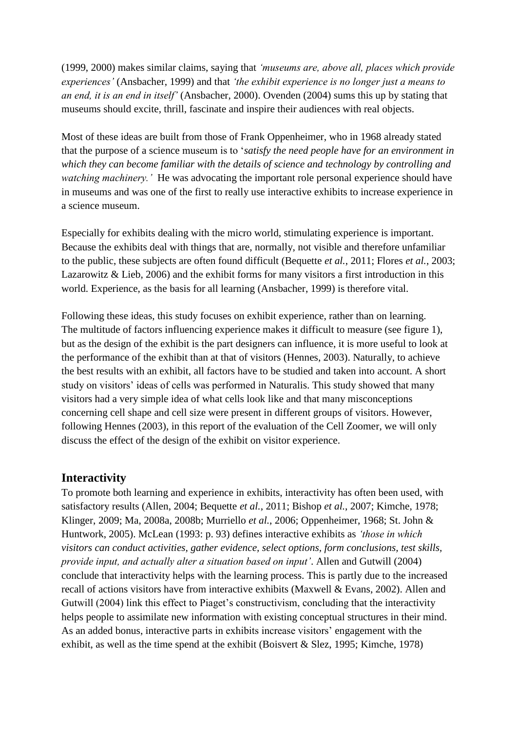(1999, 2000) makes similar claims, saying that *'museums are, above all, places which provide experiences'* (Ansbacher, 1999) and that *'the exhibit experience is no longer just a means to an end, it is an end in itself'* (Ansbacher, 2000). Ovenden (2004) sums this up by stating that museums should excite, thrill, fascinate and inspire their audiences with real objects.

Most of these ideas are built from those of Frank Oppenheimer, who in 1968 already stated that the purpose of a science museum is to '*satisfy the need people have for an environment in which they can become familiar with the details of science and technology by controlling and watching machinery.'* He was advocating the important role personal experience should have in museums and was one of the first to really use interactive exhibits to increase experience in a science museum.

Especially for exhibits dealing with the micro world, stimulating experience is important. Because the exhibits deal with things that are, normally, not visible and therefore unfamiliar to the public, these subjects are often found difficult (Bequette *et al.*, 2011; Flores *et al.*, 2003; Lazarowitz & Lieb, 2006) and the exhibit forms for many visitors a first introduction in this world. Experience, as the basis for all learning (Ansbacher, 1999) is therefore vital.

Following these ideas, this study focuses on exhibit experience, rather than on learning. The multitude of factors influencing experience makes it difficult to measure (see figure 1), but as the design of the exhibit is the part designers can influence, it is more useful to look at the performance of the exhibit than at that of visitors (Hennes, 2003). Naturally, to achieve the best results with an exhibit, all factors have to be studied and taken into account. A short study on visitors' ideas of cells was performed in Naturalis. This study showed that many visitors had a very simple idea of what cells look like and that many misconceptions concerning cell shape and cell size were present in different groups of visitors. However, following Hennes (2003), in this report of the evaluation of the Cell Zoomer, we will only discuss the effect of the design of the exhibit on visitor experience.

## Interactivity

To promote both learning and experience in exhibits, interactivity has often been used, with satisfactory results (Allen, 2004; Bequette *et al.*, 2011; Bishop *et al.*, 2007; Kimche, 1978; Klinger, 2009; Ma, 2008a, 2008b; Murriello *et al.*, 2006; Oppenheimer, 1968; St. John & Huntwork, 2005). McLean (1993: p. 93) defines interactive exhibits as *'those in which visitors can conduct activities, gather evidence, select options, form conclusions, test skills, provide input, and actually alter a situation based on input'*. Allen and Gutwill (2004) conclude that interactivity helps with the learning process. This is partly due to the increased recall of actions visitors have from interactive exhibits (Maxwell & Evans, 2002). Allen and Gutwill (2004) link this effect to Piaget's constructivism, concluding that the interactivity helps people to assimilate new information with existing conceptual structures in their mind. As an added bonus, interactive parts in exhibits increase visitors' engagement with the exhibit, as well as the time spend at the exhibit (Boisvert & Slez, 1995; Kimche, 1978)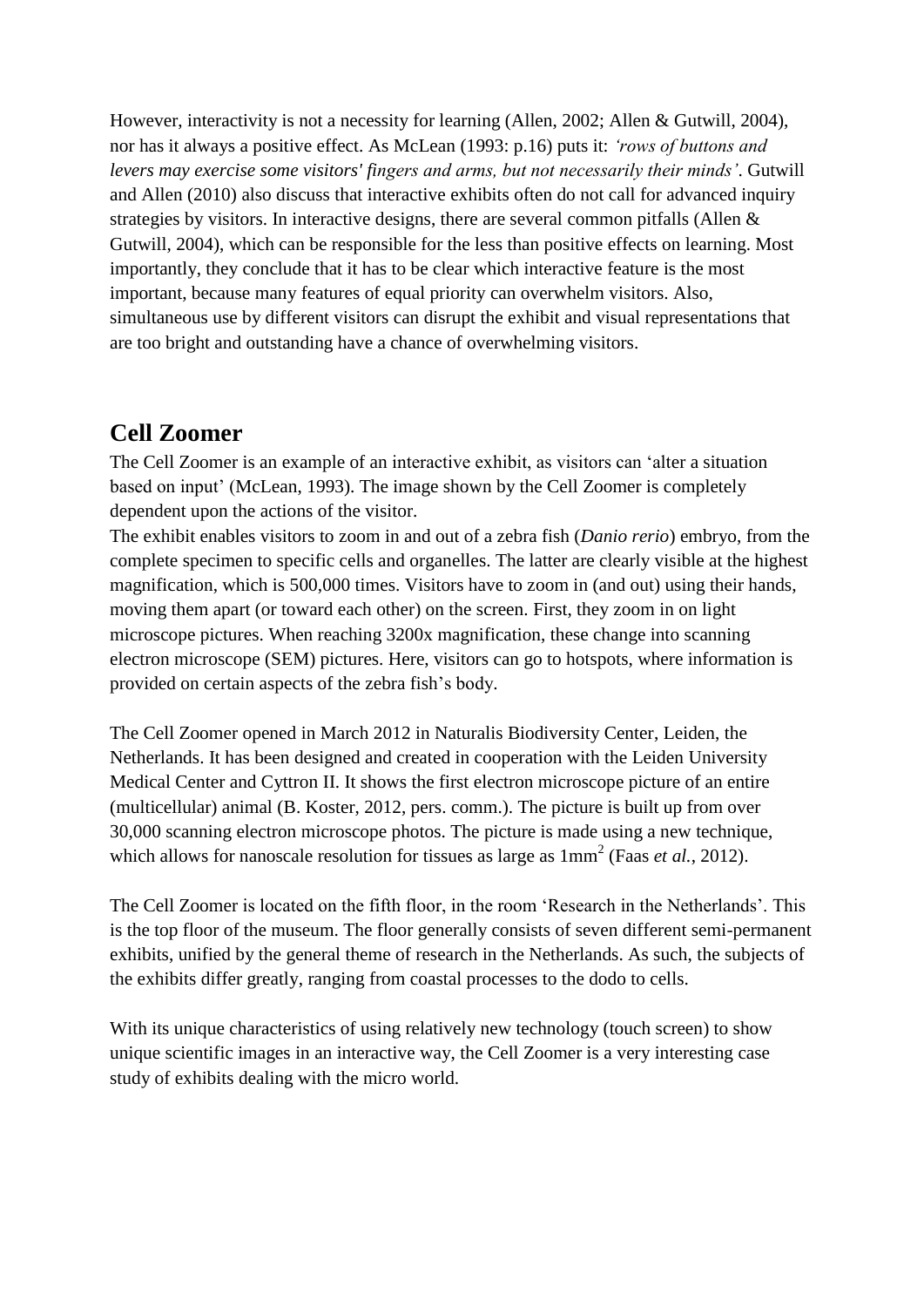However, interactivity is not a necessity for learning (Allen, 2002; Allen & Gutwill, 2004), nor has it always a positive effect. As McLean (1993: p.16) puts it: *'rows of buttons and levers may exercise some visitors' fingers and arms, but not necessarily their minds'*. Gutwill and Allen (2010) also discuss that interactive exhibits often do not call for advanced inquiry strategies by visitors. In interactive designs, there are several common pitfalls (Allen & Gutwill, 2004), which can be responsible for the less than positive effects on learning. Most importantly, they conclude that it has to be clear which interactive feature is the most important, because many features of equal priority can overwhelm visitors. Also, simultaneous use by different visitors can disrupt the exhibit and visual representations that are too bright and outstanding have a chance of overwhelming visitors.

## Cell Zoomer

The Cell Zoomer is an example of an interactive exhibit, as visitors can 'alter a situation based on input' (McLean, 1993). The image shown by the Cell Zoomer is completely dependent upon the actions of the visitor.

The exhibit enables visitors to zoom in and out of a zebra fish (*Danio rerio*) embryo, from the complete specimen to specific cells and organelles. The latter are clearly visible at the highest magnification, which is 500,000 times. Visitors have to zoom in (and out) using their hands, moving them apart (or toward each other) on the screen. First, they zoom in on light microscope pictures. When reaching 3200x magnification, these change into scanning electron microscope (SEM) pictures. Here, visitors can go to hotspots, where information is provided on certain aspects of the zebra fish's body.

The Cell Zoomer opened in March 2012 in Naturalis Biodiversity Center, Leiden, the Netherlands. It has been designed and created in cooperation with the Leiden University Medical Center and Cyttron II. It shows the first electron microscope picture of an entire (multicellular) animal (B. Koster, 2012, pers. comm.). The picture is built up from over 30,000 scanning electron microscope photos. The picture is made using a new technique, which allows for nanoscale resolution for tissues as large as $1mm^2$ (Faas *et al.*, 2012).

The Cell Zoomer is located on the fifth floor, in the room 'Research in the Netherlands'. This is the top floor of the museum. The floor generally consists of seven different semi-permanent exhibits, unified by the general theme of research in the Netherlands. As such, the subjects of the exhibits differ greatly, ranging from coastal processes to the dodo to cells.

With its unique characteristics of using relatively new technology (touch screen) to show unique scientific images in an interactive way, the Cell Zoomer is a very interesting case study of exhibits dealing with the micro world.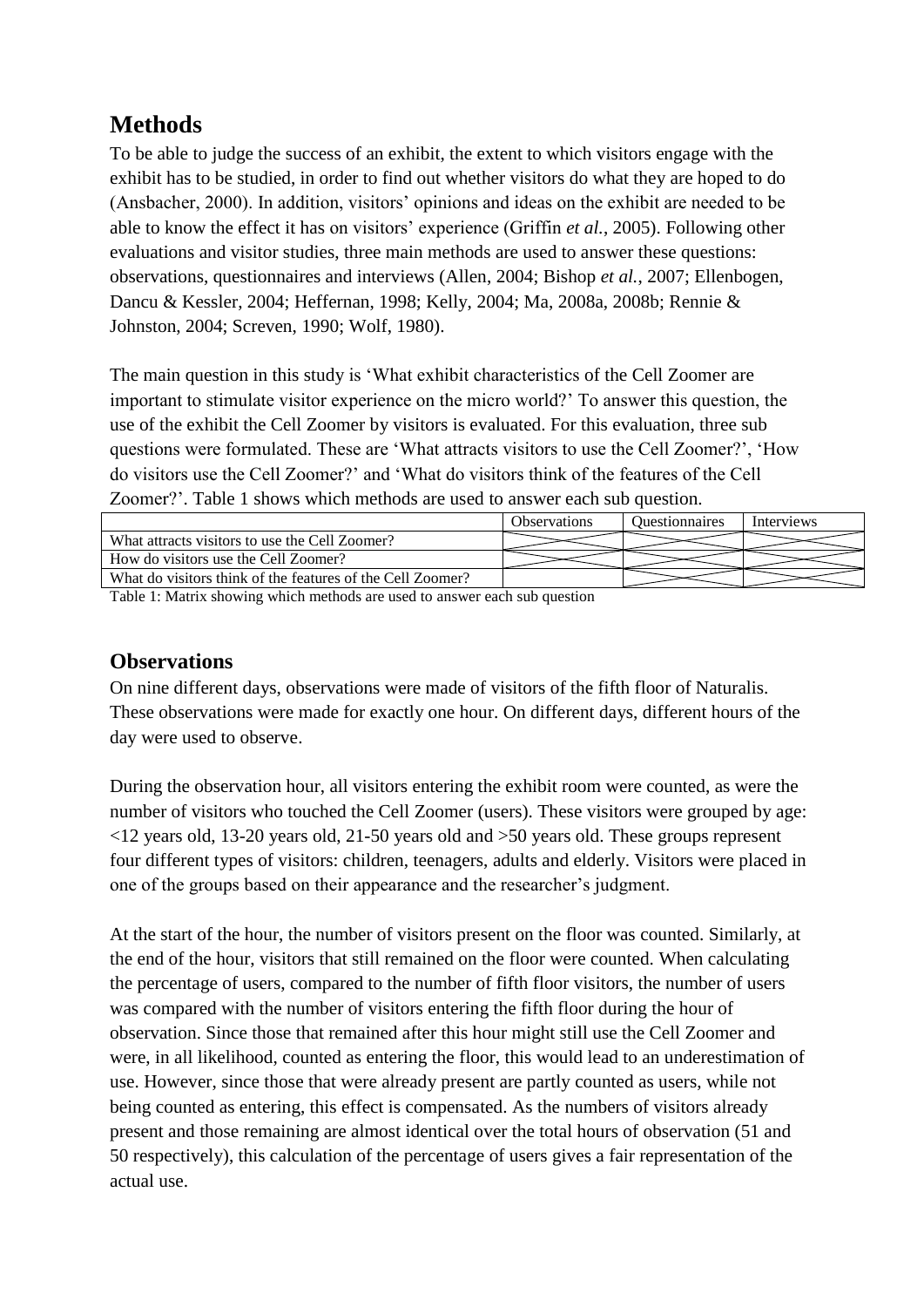## Methods

To be able to judge the success of an exhibit, the extent to which visitors engage with the exhibit has to be studied, in order to find out whether visitors do what they are hoped to do (Ansbacher, 2000). In addition, visitors' opinions and ideas on the exhibit are needed to be able to know the effect it has on visitors' experience (Griffin *et al.*, 2005). Following other evaluations and visitor studies, three main methods are used to answer these questions: observations, questionnaires and interviews (Allen, 2004; Bishop *et al.*, 2007; Ellenbogen, Dancu & Kessler, 2004; Heffernan, 1998; Kelly, 2004; Ma, 2008a, 2008b; Rennie & Johnston, 2004; Screven, 1990; Wolf, 1980).

The main question in this study is 'What exhibit characteristics of the Cell Zoomer are important to stimulate visitor experience on the micro world?' To answer this question, the use of the exhibit the Cell Zoomer by visitors is evaluated. For this evaluation, three sub questions were formulated. These are 'What attracts visitors to use the Cell Zoomer?', 'How do visitors use the Cell Zoomer?' and 'What do visitors think of the features of the Cell Zoomer?'. Table 1 shows which methods are used to answer each sub question.

| | Observations | Questionnaires | Interviews |
|---|---|---|---|
| What attracts visitors to use the Cell Zoomer? | X | X | X |
| How do visitors use the Cell Zoomer? | X | X | X |
| What do visitors think of the features of the Cell Zoomer? | | X | X |

Table 1: Matrix showing which methods are used to answer each sub question

### Observations

On nine different days, observations were made of visitors of the fifth floor of Naturalis. These observations were made for exactly one hour. On different days, different hours of the day were used to observe.

During the observation hour, all visitors entering the exhibit room were counted, as were the number of visitors who touched the Cell Zoomer (users). These visitors were grouped by age: <12 years old, 13-20 years old, 21-50 years old and >50 years old. These groups represent four different types of visitors: children, teenagers, adults and elderly. Visitors were placed in one of the groups based on their appearance and the researcher's judgment.

At the start of the hour, the number of visitors present on the floor was counted. Similarly, at the end of the hour, visitors that still remained on the floor were counted. When calculating the percentage of users, compared to the number of fifth floor visitors, the number of users was compared with the number of visitors entering the fifth floor during the hour of observation. Since those that remained after this hour might still use the Cell Zoomer and were, in all likelihood, counted as entering the floor, this would lead to an underestimation of use. However, since those that were already present are partly counted as users, while not being counted as entering, this effect is compensated. As the numbers of visitors already present and those remaining are almost identical over the total hours of observation (51 and 50 respectively), this calculation of the percentage of users gives a fair representation of the actual use.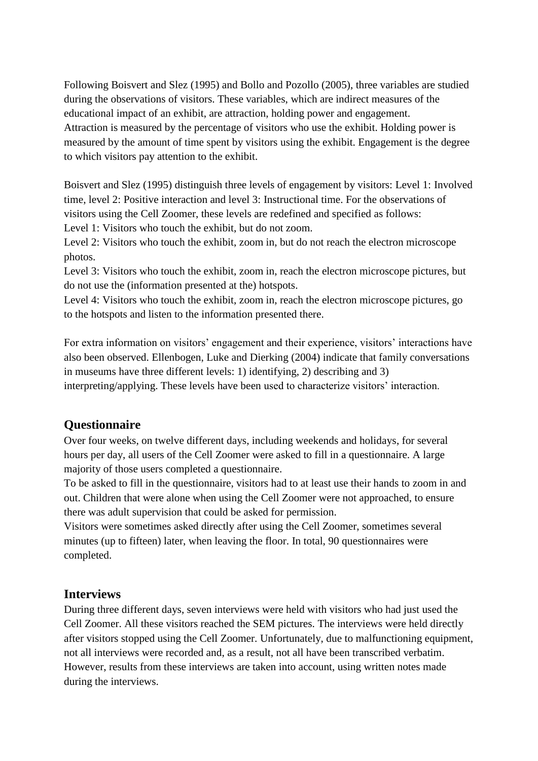Following Boisvert and Slez (1995) and Bollo and Pozollo (2005), three variables are studied during the observations of visitors. These variables, which are indirect measures of the educational impact of an exhibit, are attraction, holding power and engagement.
Attraction is measured by the percentage of visitors who use the exhibit. Holding power is measured by the amount of time spent by visitors using the exhibit. Engagement is the degree to which visitors pay attention to the exhibit.

Boisvert and Slez (1995) distinguish three levels of engagement by visitors: Level 1: Involved time, level 2: Positive interaction and level 3: Instructional time. For the observations of visitors using the Cell Zoomer, these levels are redefined and specified as follows:
Level 1: Visitors who touch the exhibit, but do not zoom.
Level 2: Visitors who touch the exhibit, zoom in, but do not reach the electron microscope photos.
Level 3: Visitors who touch the exhibit, zoom in, reach the electron microscope pictures, but do not use the (information presented at the) hotspots.
Level 4: Visitors who touch the exhibit, zoom in, reach the electron microscope pictures, go to the hotspots and listen to the information presented there.

For extra information on visitors' engagement and their experience, visitors' interactions have also been observed. Ellenbogen, Luke and Dierking (2004) indicate that family conversations in museums have three different levels: 1) identifying, 2) describing and 3) interpreting/applying. These levels have been used to characterize visitors' interaction.

## Questionnaire

Over four weeks, on twelve different days, including weekends and holidays, for several hours per day, all users of the Cell Zoomer were asked to fill in a questionnaire. A large majority of those users completed a questionnaire.
To be asked to fill in the questionnaire, visitors had to at least use their hands to zoom in and out. Children that were alone when using the Cell Zoomer were not approached, to ensure there was adult supervision that could be asked for permission.
Visitors were sometimes asked directly after using the Cell Zoomer, sometimes several minutes (up to fifteen) later, when leaving the floor. In total, 90 questionnaires were completed.

## Interviews

During three different days, seven interviews were held with visitors who had just used the Cell Zoomer. All these visitors reached the SEM pictures. The interviews were held directly after visitors stopped using the Cell Zoomer. Unfortunately, due to malfunctioning equipment, not all interviews were recorded and, as a result, not all have been transcribed verbatim. However, results from these interviews are taken into account, using written notes made during the interviews.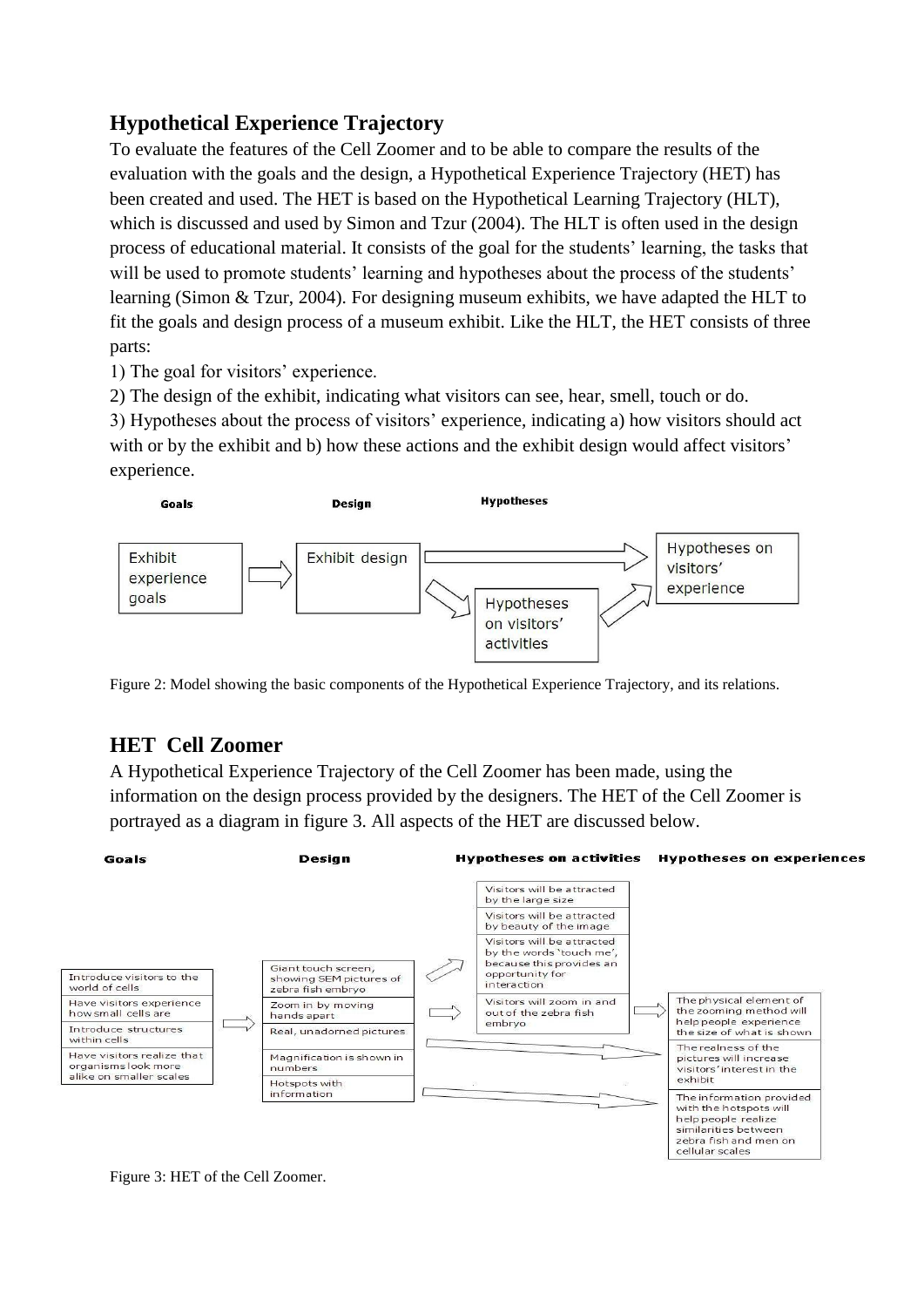## Hypothetical Experience Trajectory

To evaluate the features of the Cell Zoomer and to be able to compare the results of the evaluation with the goals and the design, a Hypothetical Experience Trajectory (HET) has been created and used. The HET is based on the Hypothetical Learning Trajectory (HLT), which is discussed and used by Simon and Tzur (2004). The HLT is often used in the design process of educational material. It consists of the goal for the students' learning, the tasks that will be used to promote students' learning and hypotheses about the process of the students' learning (Simon & Tzur, 2004). For designing museum exhibits, we have adapted the HLT to fit the goals and design process of a museum exhibit. Like the HLT, the HET consists of three parts:

1) The goal for visitors' experience.

2) The design of the exhibit, indicating what visitors can see, hear, smell, touch or do.

3) Hypotheses about the process of visitors' experience, indicating a) how visitors should act with or by the exhibit and b) how these actions and the exhibit design would affect visitors' experience.

Figure 2: Model showing the basic components of the Hypothetical Experience Trajectory, and its relations.

## HET Cell Zoomer

A Hypothetical Experience Trajectory of the Cell Zoomer has been made, using the information on the design process provided by the designers. The HET of the Cell Zoomer is portrayed as a diagram in figure 3. All aspects of the HET are discussed below.

Figure 3: HET of the Cell Zoomer.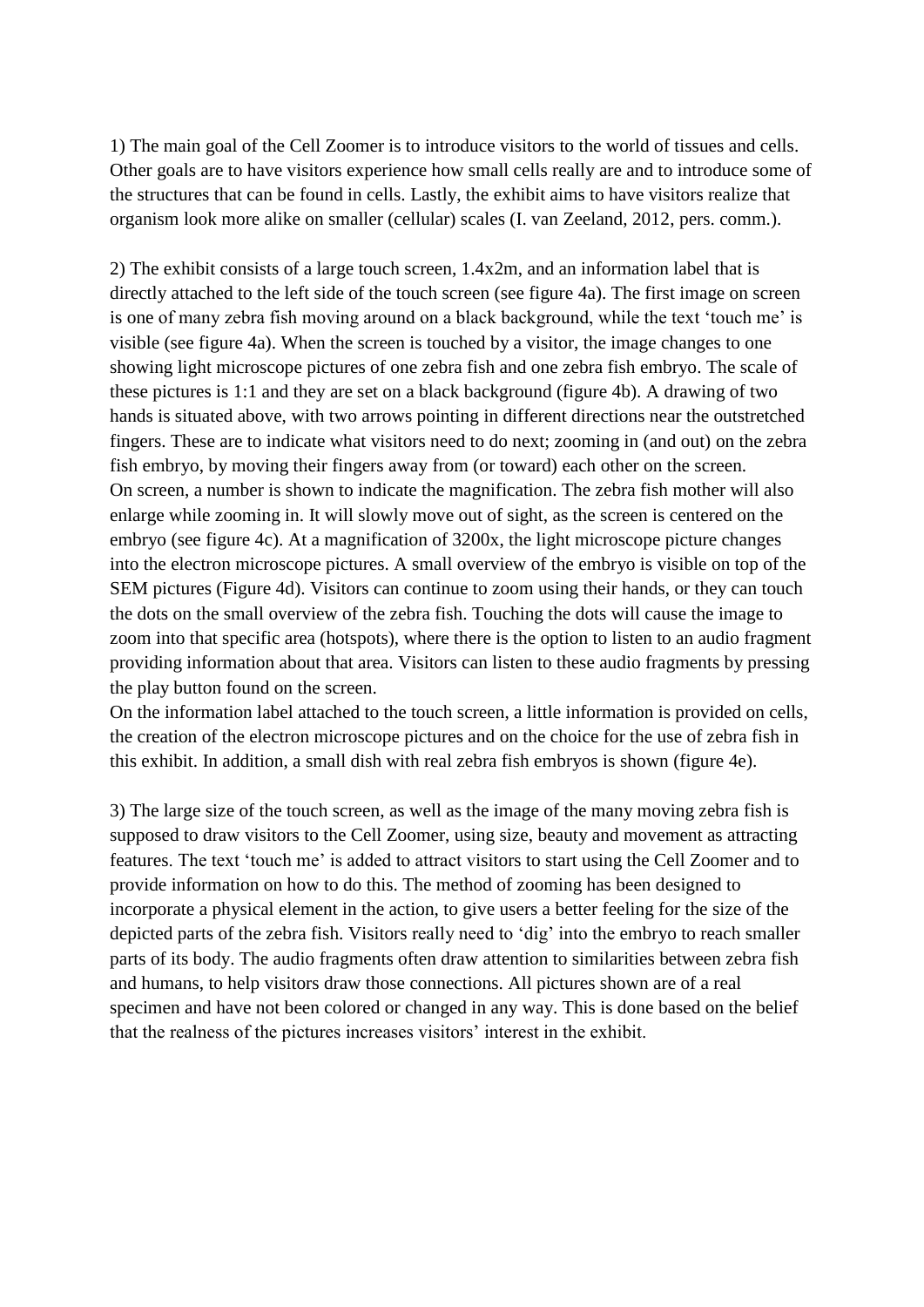1) The main goal of the Cell Zoomer is to introduce visitors to the world of tissues and cells. Other goals are to have visitors experience how small cells really are and to introduce some of the structures that can be found in cells. Lastly, the exhibit aims to have visitors realize that organism look more alike on smaller (cellular) scales (I. van Zeeland, 2012, pers. comm.).

2) The exhibit consists of a large touch screen, 1.4x2m, and an information label that is directly attached to the left side of the touch screen (see figure 4a). The first image on screen is one of many zebra fish moving around on a black background, while the text 'touch me' is visible (see figure 4a). When the screen is touched by a visitor, the image changes to one showing light microscope pictures of one zebra fish and one zebra fish embryo. The scale of these pictures is 1:1 and they are set on a black background (figure 4b). A drawing of two hands is situated above, with two arrows pointing in different directions near the outstretched fingers. These are to indicate what visitors need to do next; zooming in (and out) on the zebra fish embryo, by moving their fingers away from (or toward) each other on the screen.
On screen, a number is shown to indicate the magnification. The zebra fish mother will also enlarge while zooming in. It will slowly move out of sight, as the screen is centered on the embryo (see figure 4c). At a magnification of 3200x, the light microscope picture changes into the electron microscope pictures. A small overview of the embryo is visible on top of the SEM pictures (Figure 4d). Visitors can continue to zoom using their hands, or they can touch the dots on the small overview of the zebra fish. Touching the dots will cause the image to zoom into that specific area (hotspots), where there is the option to listen to an audio fragment providing information about that area. Visitors can listen to these audio fragments by pressing the play button found on the screen.
On the information label attached to the touch screen, a little information is provided on cells, the creation of the electron microscope pictures and on the choice for the use of zebra fish in this exhibit. In addition, a small dish with real zebra fish embryos is shown (figure 4e).

3) The large size of the touch screen, as well as the image of the many moving zebra fish is supposed to draw visitors to the Cell Zoomer, using size, beauty and movement as attracting features. The text 'touch me' is added to attract visitors to start using the Cell Zoomer and to provide information on how to do this. The method of zooming has been designed to incorporate a physical element in the action, to give users a better feeling for the size of the depicted parts of the zebra fish. Visitors really need to 'dig' into the embryo to reach smaller parts of its body. The audio fragments often draw attention to similarities between zebra fish and humans, to help visitors draw those connections. All pictures shown are of a real specimen and have not been colored or changed in any way. This is done based on the belief that the realness of the pictures increases visitors' interest in the exhibit.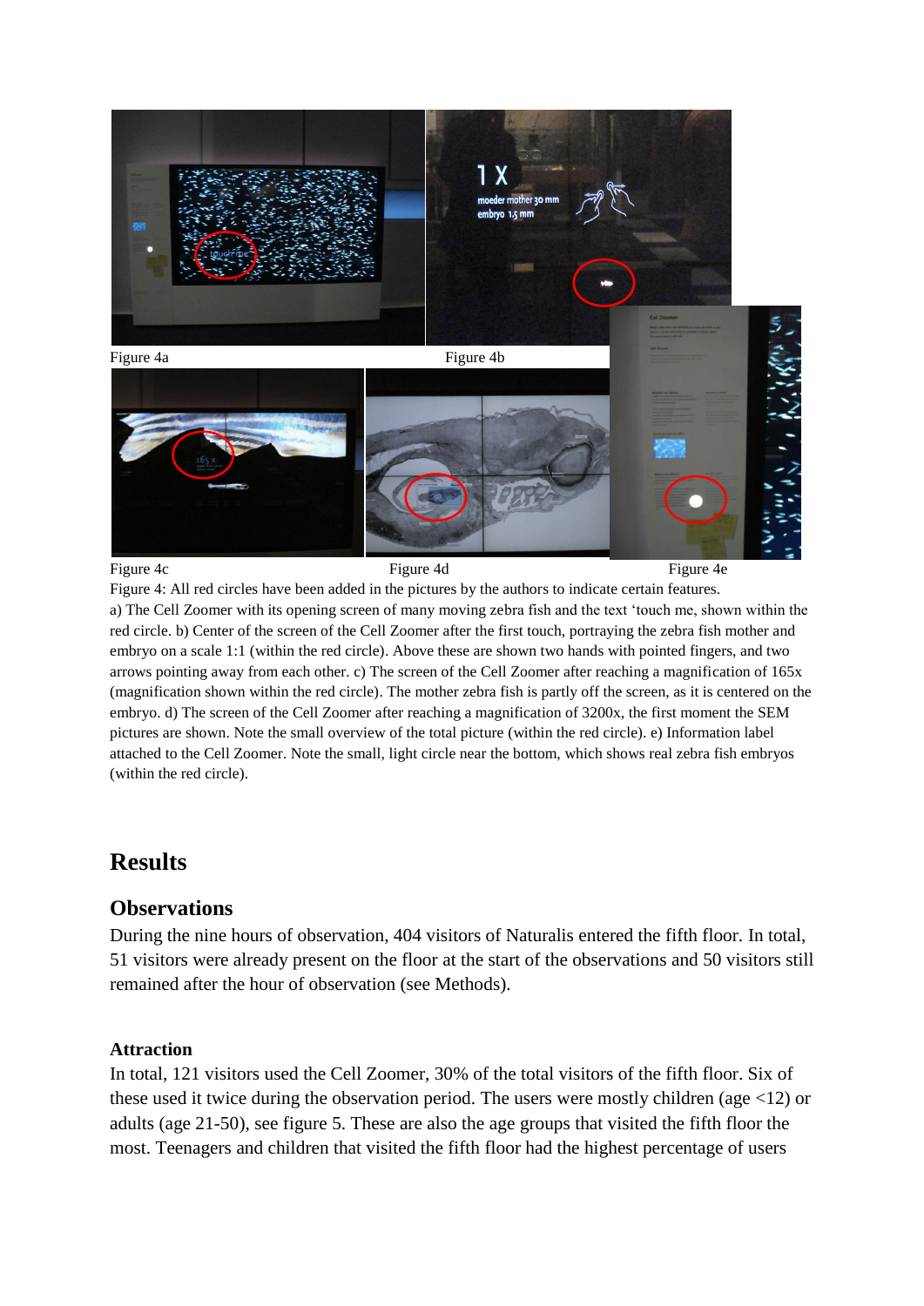Figure 4a

Figure 4b

Figure 4c

Figure 4d

Figure 4e

Figure 4: All red circles have been added in the pictures by the authors to indicate certain features. a) The Cell Zoomer with its opening screen of many moving zebra fish and the text 'touch me, shown within the red circle. b) Center of the screen of the Cell Zoomer after the first touch, portraying the zebra fish mother and embryo on a scale 1:1 (within the red circle). Above these are shown two hands with pointed fingers, and two arrows pointing away from each other. c) The screen of the Cell Zoomer after reaching a magnification of 165x (magnification shown within the red circle). The mother zebra fish is partly off the screen, as it is centered on the embryo. d) The screen of the Cell Zoomer after reaching a magnification of 3200x, the first moment the SEM pictures are shown. Note the small overview of the total picture (within the red circle). e) Information label attached to the Cell Zoomer. Note the small, light circle near the bottom, which shows real zebra fish embryos (within the red circle).

# Results

## Observations

During the nine hours of observation, 404 visitors of Naturalis entered the fifth floor. In total, 51 visitors were already present on the floor at the start of the observations and 50 visitors still remained after the hour of observation (see Methods).

### Attraction

In total, 121 visitors used the Cell Zoomer, 30% of the total visitors of the fifth floor. Six of these used it twice during the observation period. The users were mostly children (age <12) or adults (age 21-50), see figure 5. These are also the age groups that visited the fifth floor the most. Teenagers and children that visited the fifth floor had the highest percentage of users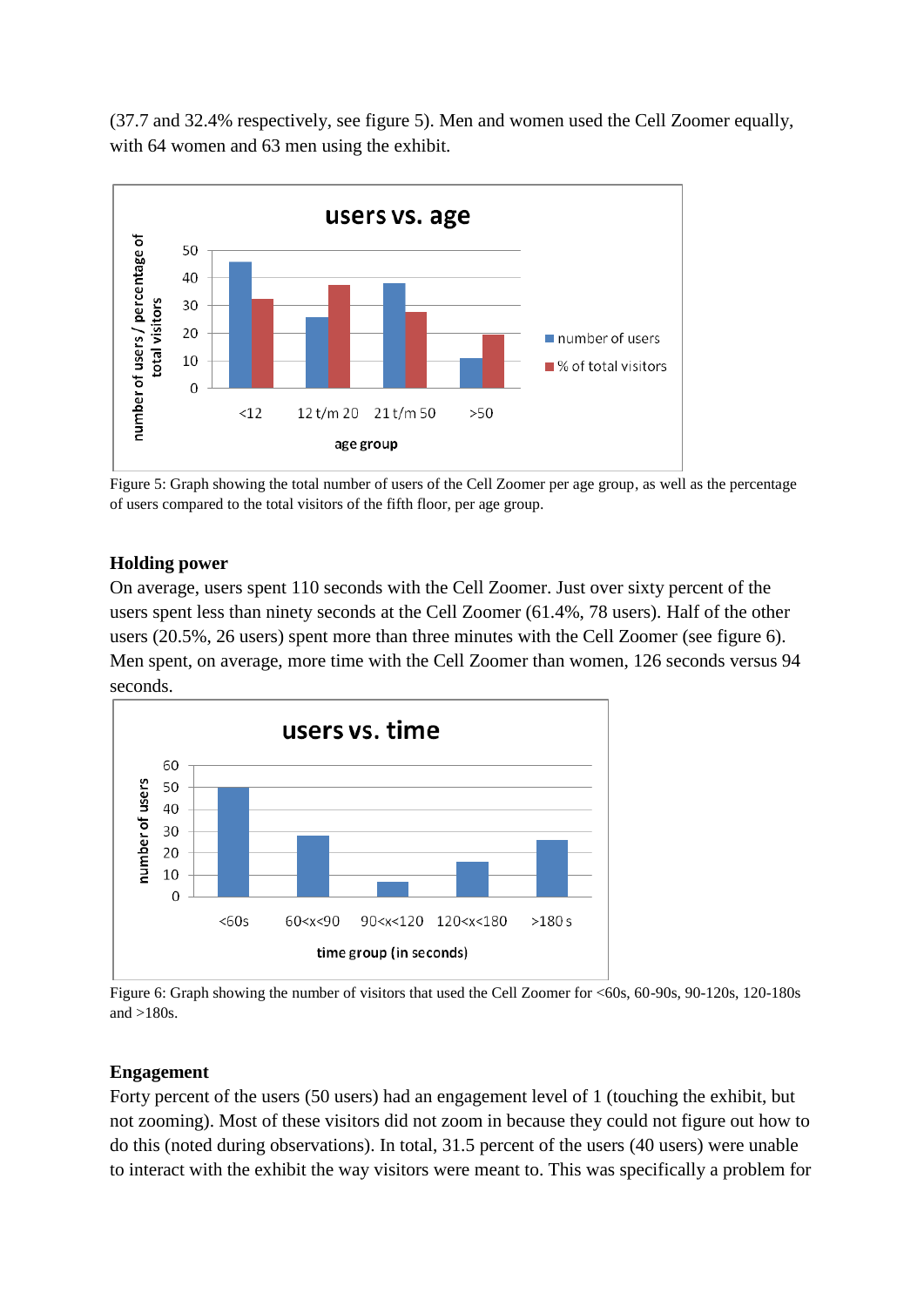(37.7 and 32.4% respectively, see figure 5). Men and women used the Cell Zoomer equally, with 64 women and 63 men using the exhibit.

Figure 5: Graph showing the total number of users of the Cell Zoomer per age group, as well as the percentage of users compared to the total visitors of the fifth floor, per age group.

### Holding power

On average, users spent 110 seconds with the Cell Zoomer. Just over sixty percent of the users spent less than ninety seconds at the Cell Zoomer (61.4%, 78 users). Half of the other users (20.5%, 26 users) spent more than three minutes with the Cell Zoomer (see figure 6). Men spent, on average, more time with the Cell Zoomer than women, 126 seconds versus 94 seconds.

Figure 6: Graph showing the number of visitors that used the Cell Zoomer for <60s, 60-90s, 90-120s, 120-180s and >180s.

### Engagement

Forty percent of the users (50 users) had an engagement level of 1 (touching the exhibit, but not zooming). Most of these visitors did not zoom in because they could not figure out how to do this (noted during observations). In total, 31.5 percent of the users (40 users) were unable to interact with the exhibit the way visitors were meant to. This was specifically a problem for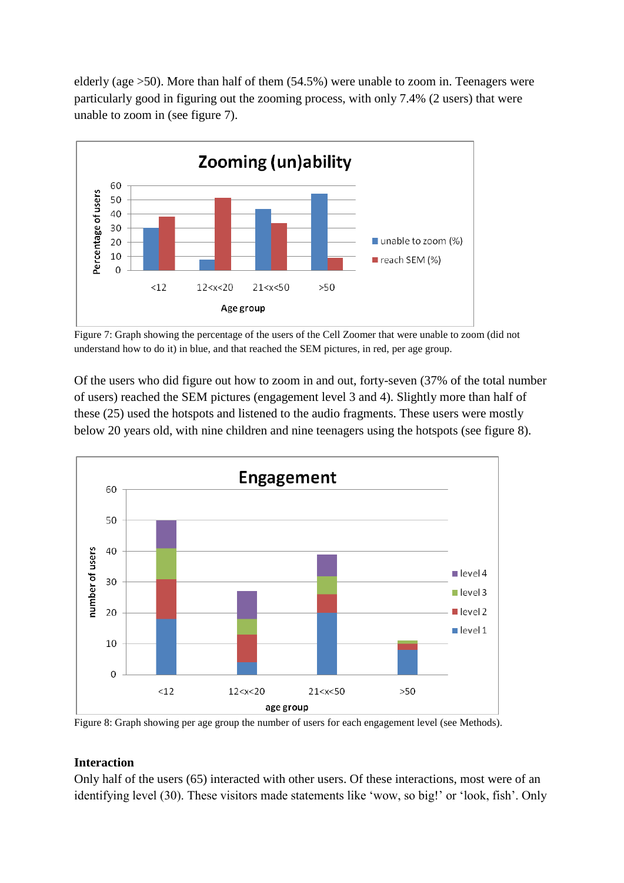elderly (age >50). More than half of them (54.5%) were unable to zoom in. Teenagers were particularly good in figuring out the zooming process, with only 7.4% (2 users) that were unable to zoom in (see figure 7).

Figure 7: Graph showing the percentage of the users of the Cell Zoomer that were unable to zoom (did not understand how to do it) in blue, and that reached the SEM pictures, in red, per age group.

Of the users who did figure out how to zoom in and out, forty-seven (37% of the total number of users) reached the SEM pictures (engagement level 3 and 4). Slightly more than half of these (25) used the hotspots and listened to the audio fragments. These users were mostly below 20 years old, with nine children and nine teenagers using the hotspots (see figure 8).

Figure 8: Graph showing per age group the number of users for each engagement level (see Methods).

### Interaction

Only half of the users (65) interacted with other users. Of these interactions, most were of an identifying level (30). These visitors made statements like 'wow, so big!' or 'look, fish'. Only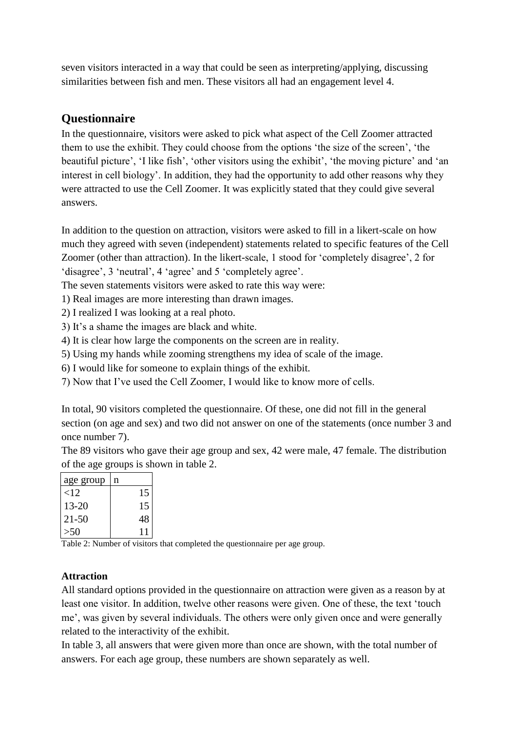seven visitors interacted in a way that could be seen as interpreting/applying, discussing similarities between fish and men. These visitors all had an engagement level 4.

## Questionnaire

In the questionnaire, visitors were asked to pick what aspect of the Cell Zoomer attracted them to use the exhibit. They could choose from the options 'the size of the screen', 'the beautiful picture', 'I like fish', 'other visitors using the exhibit', 'the moving picture' and 'an interest in cell biology'. In addition, they had the opportunity to add other reasons why they were attracted to use the Cell Zoomer. It was explicitly stated that they could give several answers.

In addition to the question on attraction, visitors were asked to fill in a likert-scale on how much they agreed with seven (independent) statements related to specific features of the Cell Zoomer (other than attraction). In the likert-scale, 1 stood for 'completely disagree', 2 for 'disagree', 3 'neutral', 4 'agree' and 5 'completely agree'.

The seven statements visitors were asked to rate this way were:

1) Real images are more interesting than drawn images.
2) I realized I was looking at a real photo.
3) It's a shame the images are black and white.
4) It is clear how large the components on the screen are in reality.
5) Using my hands while zooming strengthens my idea of scale of the image.
6) I would like for someone to explain things of the exhibit.
7) Now that I've used the Cell Zoomer, I would like to know more of cells.

In total, 90 visitors completed the questionnaire. Of these, one did not fill in the general section (on age and sex) and two did not answer on one of the statements (once number 3 and once number 7).

The 89 visitors who gave their age group and sex, 42 were male, 47 female. The distribution of the age groups is shown in table 2.

| age group | n |
|---|---|
| <12 | 15 |
| 13-20 | 15 |
| 21-50 | 48 |
| >50 | 11 |

Table 2: Number of visitors that completed the questionnaire per age group.

### Attraction

All standard options provided in the questionnaire on attraction were given as a reason by at least one visitor. In addition, twelve other reasons were given. One of these, the text 'touch me', was given by several individuals. The others were only given once and were generally related to the interactivity of the exhibit.

In table 3, all answers that were given more than once are shown, with the total number of answers. For each age group, these numbers are shown separately as well.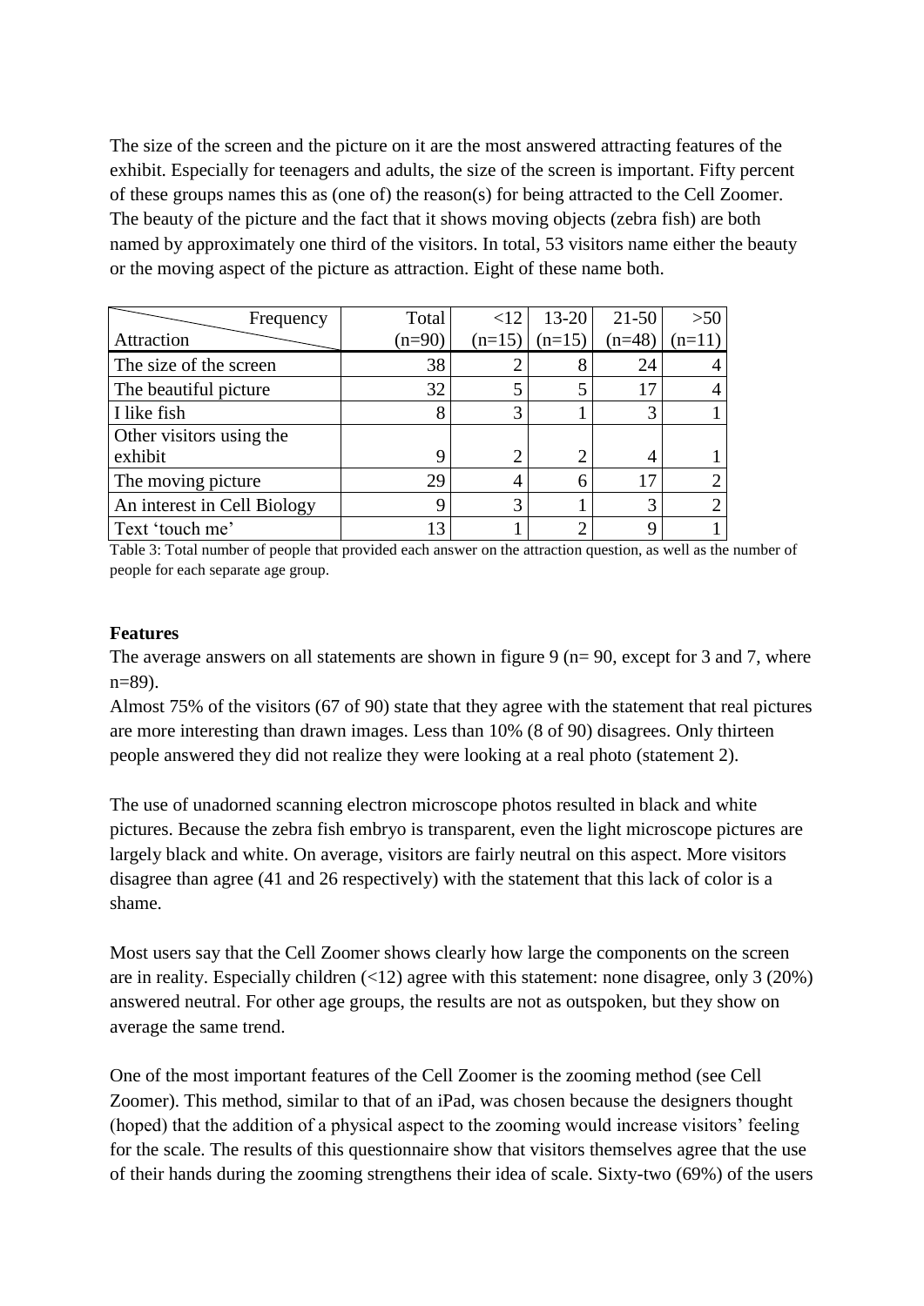The size of the screen and the picture on it are the most answered attracting features of the exhibit. Especially for teenagers and adults, the size of the screen is important. Fifty percent of these groups names this as (one of) the reason(s) for being attracted to the Cell Zoomer. The beauty of the picture and the fact that it shows moving objects (zebra fish) are both named by approximately one third of the visitors. In total, 53 visitors name either the beauty or the moving aspect of the picture as attraction. Eight of these name both.

| Attraction \ Frequency | Total (n=90) | <12 (n=15) | 13-20 (n=15) | 21-50 (n=48) | >50 (n=11) |
|---|---|---|---|---|---|
| The size of the screen | 38 | 2 | 8 | 24 | 4 |
| The beautiful picture | 32 | 5 | 5 | 17 | 4 |
| I like fish | 8 | 3 | 1 | 3 | 1 |
| Other visitors using the exhibit | 9 | 2 | 2 | 4 | 1 |
| The moving picture | 29 | 4 | 6 | 17 | 2 |
| An interest in Cell Biology | 9 | 3 | 1 | 3 | 2 |
| Text 'touch me' | 13 | 1 | 2 | 9 | 1 |

Table 3: Total number of people that provided each answer on the attraction question, as well as the number of people for each separate age group.

**Features**

The average answers on all statements are shown in figure 9 (n= 90, except for 3 and 7, where n=89).

Almost 75% of the visitors (67 of 90) state that they agree with the statement that real pictures are more interesting than drawn images. Less than 10% (8 of 90) disagrees. Only thirteen people answered they did not realize they were looking at a real photo (statement 2).

The use of unadorned scanning electron microscope photos resulted in black and white pictures. Because the zebra fish embryo is transparent, even the light microscope pictures are largely black and white. On average, visitors are fairly neutral on this aspect. More visitors disagree than agree (41 and 26 respectively) with the statement that this lack of color is a shame.

Most users say that the Cell Zoomer shows clearly how large the components on the screen are in reality. Especially children (<12) agree with this statement: none disagree, only 3 (20%) answered neutral. For other age groups, the results are not as outspoken, but they show on average the same trend.

One of the most important features of the Cell Zoomer is the zooming method (see Cell Zoomer). This method, similar to that of an iPad, was chosen because the designers thought (hoped) that the addition of a physical aspect to the zooming would increase visitors' feeling for the scale. The results of this questionnaire show that visitors themselves agree that the use of their hands during the zooming strengthens their idea of scale. Sixty-two (69%) of the users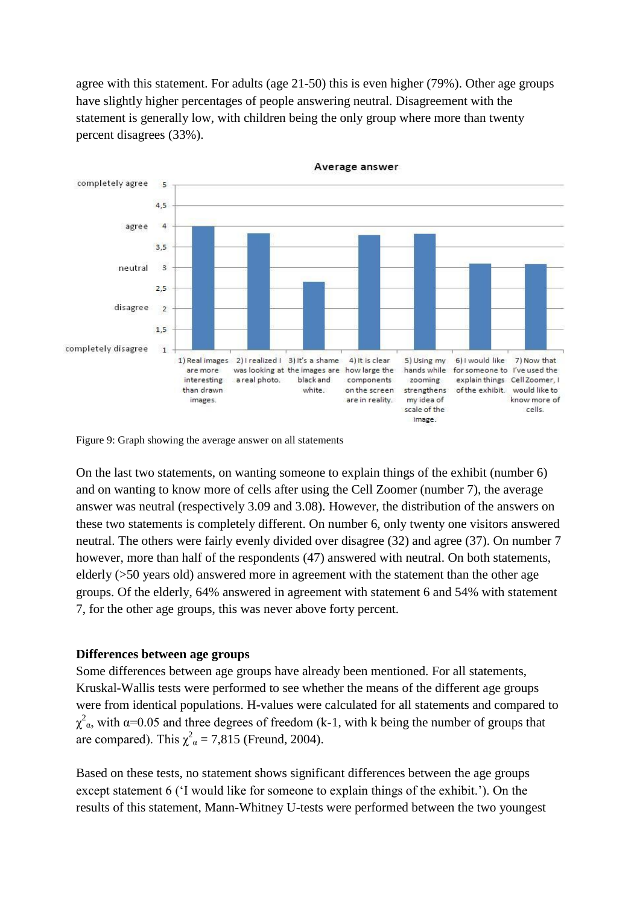agree with this statement. For adults (age 21-50) this is even higher (79%). Other age groups have slightly higher percentages of people answering neutral. Disagreement with the statement is generally low, with children being the only group where more than twenty percent disagrees (33%).

Figure 9: Graph showing the average answer on all statements

On the last two statements, on wanting someone to explain things of the exhibit (number 6) and on wanting to know more of cells after using the Cell Zoomer (number 7), the average answer was neutral (respectively 3.09 and 3.08). However, the distribution of the answers on these two statements is completely different. On number 6, only twenty one visitors answered neutral. The others were fairly evenly divided over disagree (32) and agree (37). On number 7 however, more than half of the respondents (47) answered with neutral. On both statements, elderly (>50 years old) answered more in agreement with the statement than the other age groups. Of the elderly, 64% answered in agreement with statement 6 and 54% with statement 7, for the other age groups, this was never above forty percent.

**Differences between age groups**

Some differences between age groups have already been mentioned. For all statements, Kruskal-Wallis tests were performed to see whether the means of the different age groups were from identical populations. H-values were calculated for all statements and compared to $\chi^2_\alpha$, with $\alpha$=0.05 and three degrees of freedom (k-1, with k being the number of groups that are compared). This $\chi^2_\alpha$ = 7,815 (Freund, 2004).

Based on these tests, no statement shows significant differences between the age groups except statement 6 ('I would like for someone to explain things of the exhibit.'). On the results of this statement, Mann-Whitney U-tests were performed between the two youngest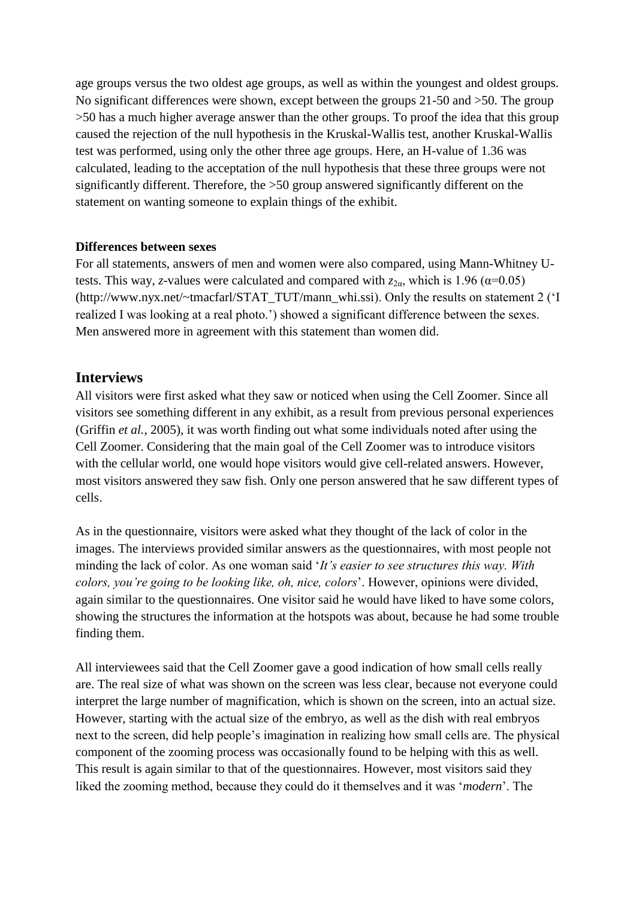age groups versus the two oldest age groups, as well as within the youngest and oldest groups. No significant differences were shown, except between the groups 21-50 and >50. The group >50 has a much higher average answer than the other groups. To proof the idea that this group caused the rejection of the null hypothesis in the Kruskal-Wallis test, another Kruskal-Wallis test was performed, using only the other three age groups. Here, an H-value of 1.36 was calculated, leading to the acceptation of the null hypothesis that these three groups were not significantly different. Therefore, the >50 group answered significantly different on the statement on wanting someone to explain things of the exhibit.

**Differences between sexes**

For all statements, answers of men and women were also compared, using Mann-Whitney U-tests. This way, $z$-values were calculated and compared with $z_{2\alpha}$, which is 1.96 ($\alpha$=0.05) (http://www.nyx.net/~tmacfarl/STAT_TUT/mann_whi.ssi). Only the results on statement 2 ('I realized I was looking at a real photo.') showed a significant difference between the sexes. Men answered more in agreement with this statement than women did.

## Interviews

All visitors were first asked what they saw or noticed when using the Cell Zoomer. Since all visitors see something different in any exhibit, as a result from previous personal experiences (Griffin *et al.*, 2005), it was worth finding out what some individuals noted after using the Cell Zoomer. Considering that the main goal of the Cell Zoomer was to introduce visitors with the cellular world, one would hope visitors would give cell-related answers. However, most visitors answered they saw fish. Only one person answered that he saw different types of cells.

As in the questionnaire, visitors were asked what they thought of the lack of color in the images. The interviews provided similar answers as the questionnaires, with most people not minding the lack of color. As one woman said '*It's easier to see structures this way. With colors, you're going to be looking like, oh, nice, colors*'. However, opinions were divided, again similar to the questionnaires. One visitor said he would have liked to have some colors, showing the structures the information at the hotspots was about, because he had some trouble finding them.

All interviewees said that the Cell Zoomer gave a good indication of how small cells really are. The real size of what was shown on the screen was less clear, because not everyone could interpret the large number of magnification, which is shown on the screen, into an actual size. However, starting with the actual size of the embryo, as well as the dish with real embryos next to the screen, did help people's imagination in realizing how small cells are. The physical component of the zooming process was occasionally found to be helping with this as well. This result is again similar to that of the questionnaires. However, most visitors said they liked the zooming method, because they could do it themselves and it was '*modern*'. The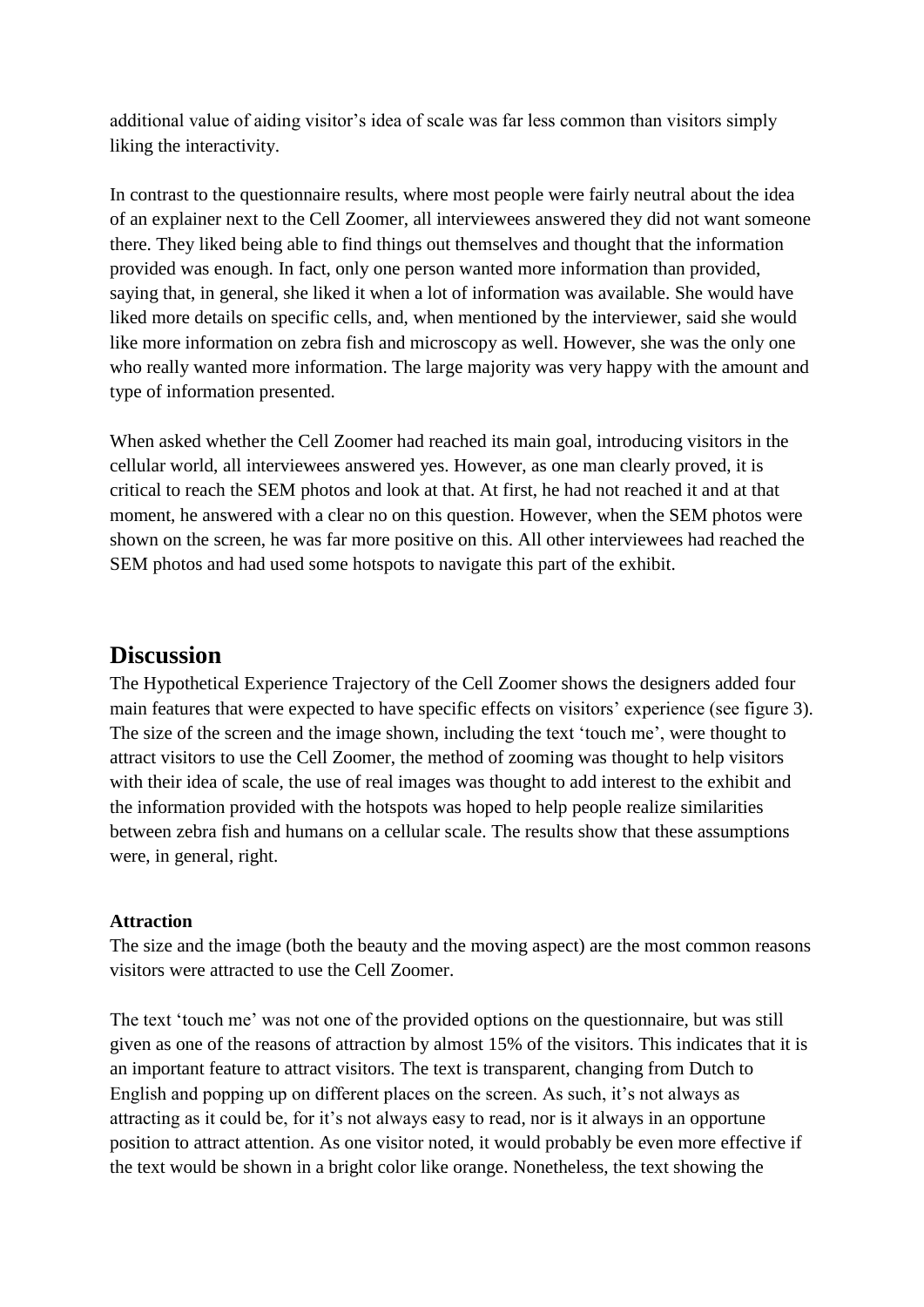additional value of aiding visitor's idea of scale was far less common than visitors simply liking the interactivity.

In contrast to the questionnaire results, where most people were fairly neutral about the idea of an explainer next to the Cell Zoomer, all interviewees answered they did not want someone there. They liked being able to find things out themselves and thought that the information provided was enough. In fact, only one person wanted more information than provided, saying that, in general, she liked it when a lot of information was available. She would have liked more details on specific cells, and, when mentioned by the interviewer, said she would like more information on zebra fish and microscopy as well. However, she was the only one who really wanted more information. The large majority was very happy with the amount and type of information presented.

When asked whether the Cell Zoomer had reached its main goal, introducing visitors in the cellular world, all interviewees answered yes. However, as one man clearly proved, it is critical to reach the SEM photos and look at that. At first, he had not reached it and at that moment, he answered with a clear no on this question. However, when the SEM photos were shown on the screen, he was far more positive on this. All other interviewees had reached the SEM photos and had used some hotspots to navigate this part of the exhibit.

## Discussion

The Hypothetical Experience Trajectory of the Cell Zoomer shows the designers added four main features that were expected to have specific effects on visitors' experience (see figure 3). The size of the screen and the image shown, including the text 'touch me', were thought to attract visitors to use the Cell Zoomer, the method of zooming was thought to help visitors with their idea of scale, the use of real images was thought to add interest to the exhibit and the information provided with the hotspots was hoped to help people realize similarities between zebra fish and humans on a cellular scale. The results show that these assumptions were, in general, right.

**Attraction**

The size and the image (both the beauty and the moving aspect) are the most common reasons visitors were attracted to use the Cell Zoomer.

The text 'touch me' was not one of the provided options on the questionnaire, but was still given as one of the reasons of attraction by almost 15% of the visitors. This indicates that it is an important feature to attract visitors. The text is transparent, changing from Dutch to English and popping up on different places on the screen. As such, it's not always as attracting as it could be, for it's not always easy to read, nor is it always in an opportune position to attract attention. As one visitor noted, it would probably be even more effective if the text would be shown in a bright color like orange. Nonetheless, the text showing the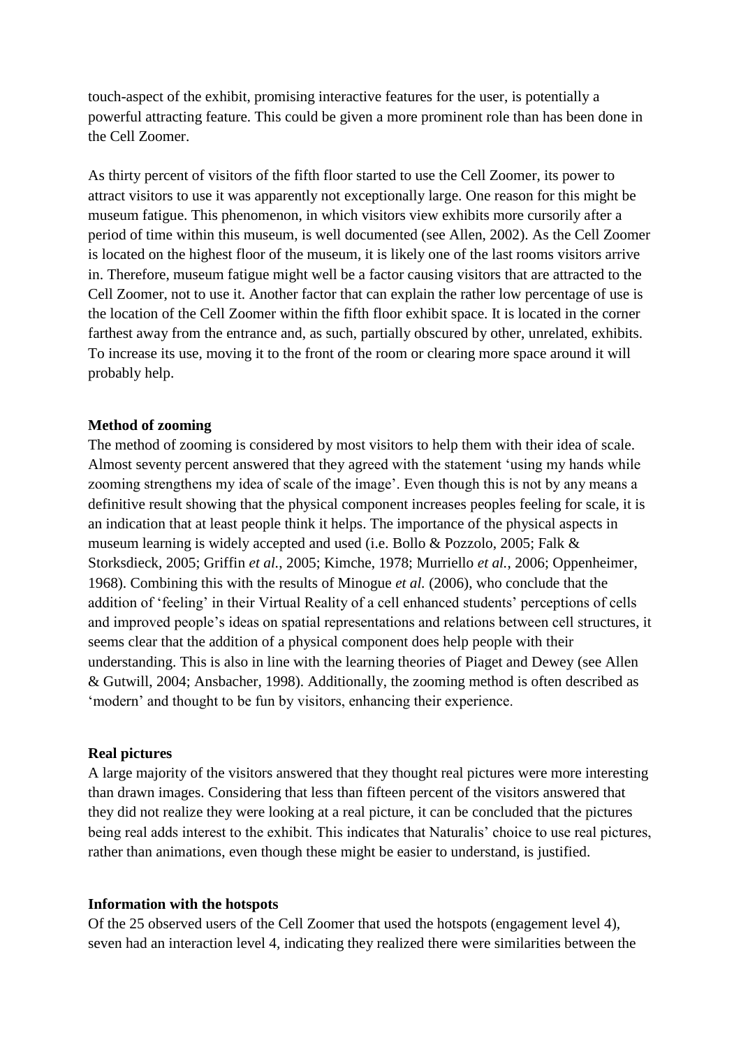touch-aspect of the exhibit, promising interactive features for the user, is potentially a powerful attracting feature. This could be given a more prominent role than has been done in the Cell Zoomer.

As thirty percent of visitors of the fifth floor started to use the Cell Zoomer, its power to attract visitors to use it was apparently not exceptionally large. One reason for this might be museum fatigue. This phenomenon, in which visitors view exhibits more cursorily after a period of time within this museum, is well documented (see Allen, 2002). As the Cell Zoomer is located on the highest floor of the museum, it is likely one of the last rooms visitors arrive in. Therefore, museum fatigue might well be a factor causing visitors that are attracted to the Cell Zoomer, not to use it. Another factor that can explain the rather low percentage of use is the location of the Cell Zoomer within the fifth floor exhibit space. It is located in the corner farthest away from the entrance and, as such, partially obscured by other, unrelated, exhibits. To increase its use, moving it to the front of the room or clearing more space around it will probably help.

**Method of zooming**

The method of zooming is considered by most visitors to help them with their idea of scale. Almost seventy percent answered that they agreed with the statement 'using my hands while zooming strengthens my idea of scale of the image'. Even though this is not by any means a definitive result showing that the physical component increases peoples feeling for scale, it is an indication that at least people think it helps. The importance of the physical aspects in museum learning is widely accepted and used (i.e. Bollo & Pozzolo, 2005; Falk & Storksdieck, 2005; Griffin *et al.*, 2005; Kimche, 1978; Murriello *et al.*, 2006; Oppenheimer, 1968). Combining this with the results of Minogue *et al.* (2006), who conclude that the addition of 'feeling' in their Virtual Reality of a cell enhanced students' perceptions of cells and improved people's ideas on spatial representations and relations between cell structures, it seems clear that the addition of a physical component does help people with their understanding. This is also in line with the learning theories of Piaget and Dewey (see Allen & Gutwill, 2004; Ansbacher, 1998). Additionally, the zooming method is often described as 'modern' and thought to be fun by visitors, enhancing their experience.

**Real pictures**

A large majority of the visitors answered that they thought real pictures were more interesting than drawn images. Considering that less than fifteen percent of the visitors answered that they did not realize they were looking at a real picture, it can be concluded that the pictures being real adds interest to the exhibit. This indicates that Naturalis' choice to use real pictures, rather than animations, even though these might be easier to understand, is justified.

**Information with the hotspots**

Of the 25 observed users of the Cell Zoomer that used the hotspots (engagement level 4), seven had an interaction level 4, indicating they realized there were similarities between the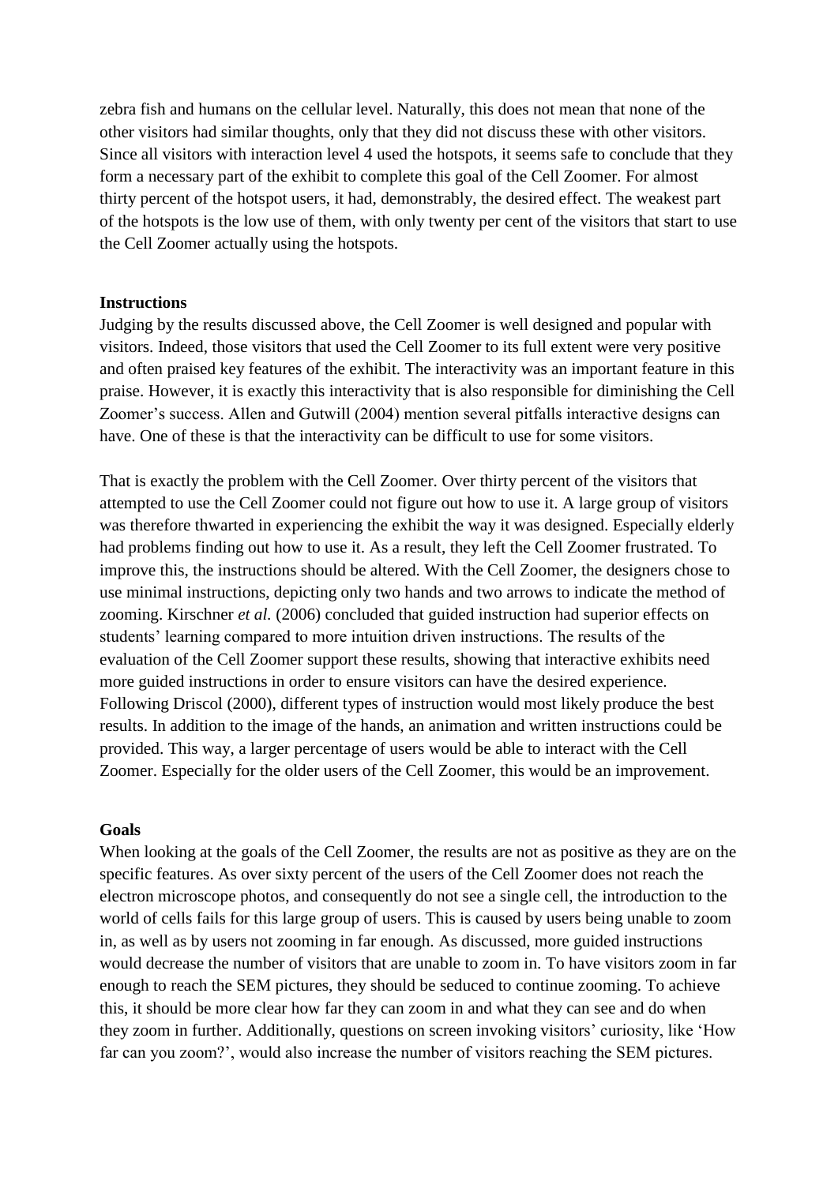zebra fish and humans on the cellular level. Naturally, this does not mean that none of the other visitors had similar thoughts, only that they did not discuss these with other visitors. Since all visitors with interaction level 4 used the hotspots, it seems safe to conclude that they form a necessary part of the exhibit to complete this goal of the Cell Zoomer. For almost thirty percent of the hotspot users, it had, demonstrably, the desired effect. The weakest part of the hotspots is the low use of them, with only twenty per cent of the visitors that start to use the Cell Zoomer actually using the hotspots.

**Instructions**

Judging by the results discussed above, the Cell Zoomer is well designed and popular with visitors. Indeed, those visitors that used the Cell Zoomer to its full extent were very positive and often praised key features of the exhibit. The interactivity was an important feature in this praise. However, it is exactly this interactivity that is also responsible for diminishing the Cell Zoomer's success. Allen and Gutwill (2004) mention several pitfalls interactive designs can have. One of these is that the interactivity can be difficult to use for some visitors.

That is exactly the problem with the Cell Zoomer. Over thirty percent of the visitors that attempted to use the Cell Zoomer could not figure out how to use it. A large group of visitors was therefore thwarted in experiencing the exhibit the way it was designed. Especially elderly had problems finding out how to use it. As a result, they left the Cell Zoomer frustrated. To improve this, the instructions should be altered. With the Cell Zoomer, the designers chose to use minimal instructions, depicting only two hands and two arrows to indicate the method of zooming. Kirschner *et al.* (2006) concluded that guided instruction had superior effects on students' learning compared to more intuition driven instructions. The results of the evaluation of the Cell Zoomer support these results, showing that interactive exhibits need more guided instructions in order to ensure visitors can have the desired experience. Following Driscol (2000), different types of instruction would most likely produce the best results. In addition to the image of the hands, an animation and written instructions could be provided. This way, a larger percentage of users would be able to interact with the Cell Zoomer. Especially for the older users of the Cell Zoomer, this would be an improvement.

**Goals**

When looking at the goals of the Cell Zoomer, the results are not as positive as they are on the specific features. As over sixty percent of the users of the Cell Zoomer does not reach the electron microscope photos, and consequently do not see a single cell, the introduction to the world of cells fails for this large group of users. This is caused by users being unable to zoom in, as well as by users not zooming in far enough. As discussed, more guided instructions would decrease the number of visitors that are unable to zoom in. To have visitors zoom in far enough to reach the SEM pictures, they should be seduced to continue zooming. To achieve this, it should be more clear how far they can zoom in and what they can see and do when they zoom in further. Additionally, questions on screen invoking visitors' curiosity, like 'How far can you zoom?', would also increase the number of visitors reaching the SEM pictures.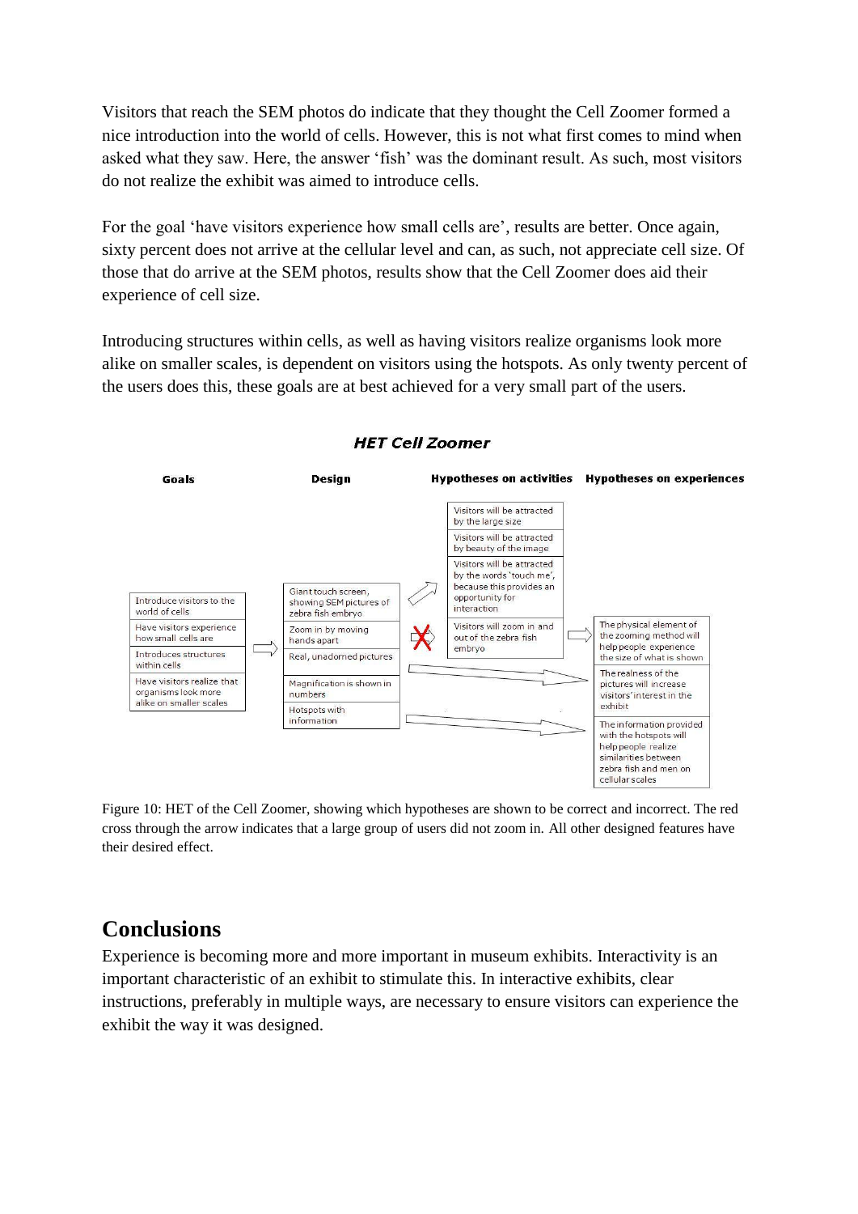Visitors that reach the SEM photos do indicate that they thought the Cell Zoomer formed a nice introduction into the world of cells. However, this is not what first comes to mind when asked what they saw. Here, the answer 'fish' was the dominant result. As such, most visitors do not realize the exhibit was aimed to introduce cells.

For the goal 'have visitors experience how small cells are', results are better. Once again, sixty percent does not arrive at the cellular level and can, as such, not appreciate cell size. Of those that do arrive at the SEM photos, results show that the Cell Zoomer does aid their experience of cell size.

Introducing structures within cells, as well as having visitors realize organisms look more alike on smaller scales, is dependent on visitors using the hotspots. As only twenty percent of the users does this, these goals are at best achieved for a very small part of the users.

***HET Cell Zoomer***

**Goals**

- Introduce visitors to the world of cells
- Have visitors experience how small cells are
- Introduces structures within cells
- Have visitors realize that organisms look more alike on smaller scales

**Design**

- Giant touch screen, showing SEM pictures of zebra fish embryo
- Zoom in by moving hands apart
- Real, unadorned pictures
- Magnification is shown in numbers
- Hotspots with information

**Hypotheses on activities**

- Visitors will be attracted by the large size
- Visitors will be attracted by beauty of the image
- Visitors will be attracted by the words 'touch me', because this provides an opportunity for interaction
- Visitors will zoom in and out of the zebra fish embryo

**Hypotheses on experiences**

- The physical element of the zooming method will help people experience the size of what is shown
- The realness of the pictures will increase visitors' interest in the exhibit
- The information provided with the hotspots will help people realize similarities between zebra fish and men on cellular scales

Figure 10: HET of the Cell Zoomer, showing which hypotheses are shown to be correct and incorrect. The red cross through the arrow indicates that a large group of users did not zoom in. All other designed features have their desired effect.

## Conclusions

Experience is becoming more and more important in museum exhibits. Interactivity is an important characteristic of an exhibit to stimulate this. In interactive exhibits, clear instructions, preferably in multiple ways, are necessary to ensure visitors can experience the exhibit the way it was designed.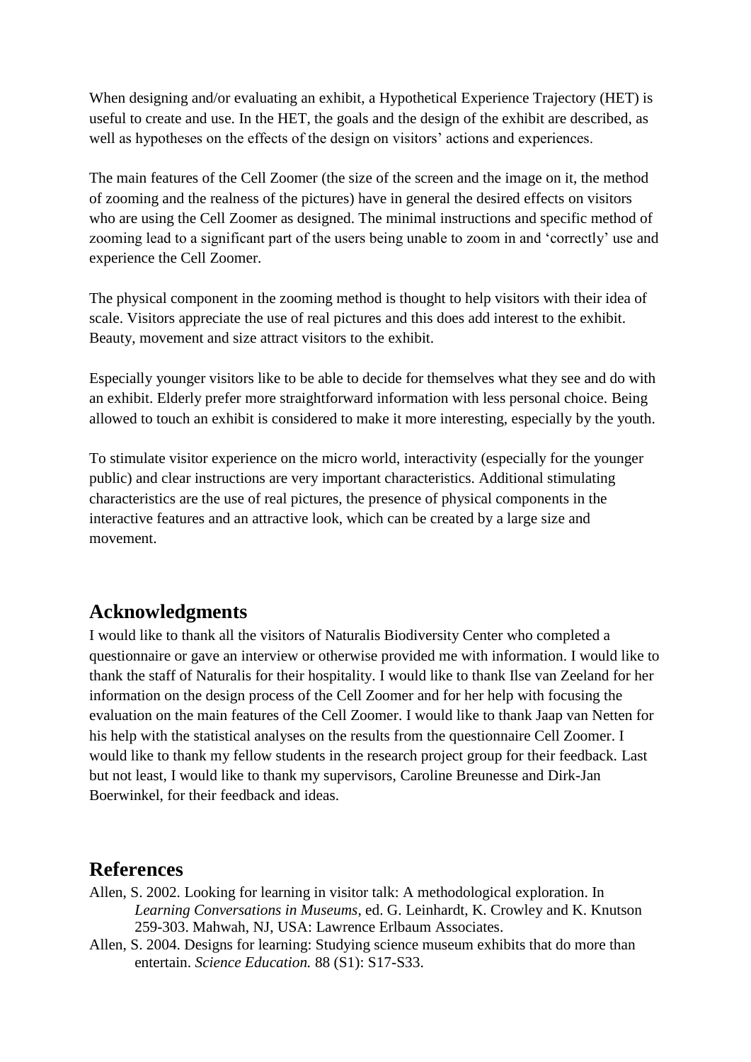When designing and/or evaluating an exhibit, a Hypothetical Experience Trajectory (HET) is useful to create and use. In the HET, the goals and the design of the exhibit are described, as well as hypotheses on the effects of the design on visitors' actions and experiences.

The main features of the Cell Zoomer (the size of the screen and the image on it, the method of zooming and the realness of the pictures) have in general the desired effects on visitors who are using the Cell Zoomer as designed. The minimal instructions and specific method of zooming lead to a significant part of the users being unable to zoom in and 'correctly' use and experience the Cell Zoomer.

The physical component in the zooming method is thought to help visitors with their idea of scale. Visitors appreciate the use of real pictures and this does add interest to the exhibit. Beauty, movement and size attract visitors to the exhibit.

Especially younger visitors like to be able to decide for themselves what they see and do with an exhibit. Elderly prefer more straightforward information with less personal choice. Being allowed to touch an exhibit is considered to make it more interesting, especially by the youth.

To stimulate visitor experience on the micro world, interactivity (especially for the younger public) and clear instructions are very important characteristics. Additional stimulating characteristics are the use of real pictures, the presence of physical components in the interactive features and an attractive look, which can be created by a large size and movement.

## Acknowledgments

I would like to thank all the visitors of Naturalis Biodiversity Center who completed a questionnaire or gave an interview or otherwise provided me with information. I would like to thank the staff of Naturalis for their hospitality. I would like to thank Ilse van Zeeland for her information on the design process of the Cell Zoomer and for her help with focusing the evaluation on the main features of the Cell Zoomer. I would like to thank Jaap van Netten for his help with the statistical analyses on the results from the questionnaire Cell Zoomer. I would like to thank my fellow students in the research project group for their feedback. Last but not least, I would like to thank my supervisors, Caroline Breunesse and Dirk-Jan Boerwinkel, for their feedback and ideas.

## References

Allen, S. 2002. Looking for learning in visitor talk: A methodological exploration. In *Learning Conversations in Museums*, ed. G. Leinhardt, K. Crowley and K. Knutson 259-303. Mahwah, NJ, USA: Lawrence Erlbaum Associates.

Allen, S. 2004. Designs for learning: Studying science museum exhibits that do more than entertain. *Science Education.* 88 (S1): S17-S33.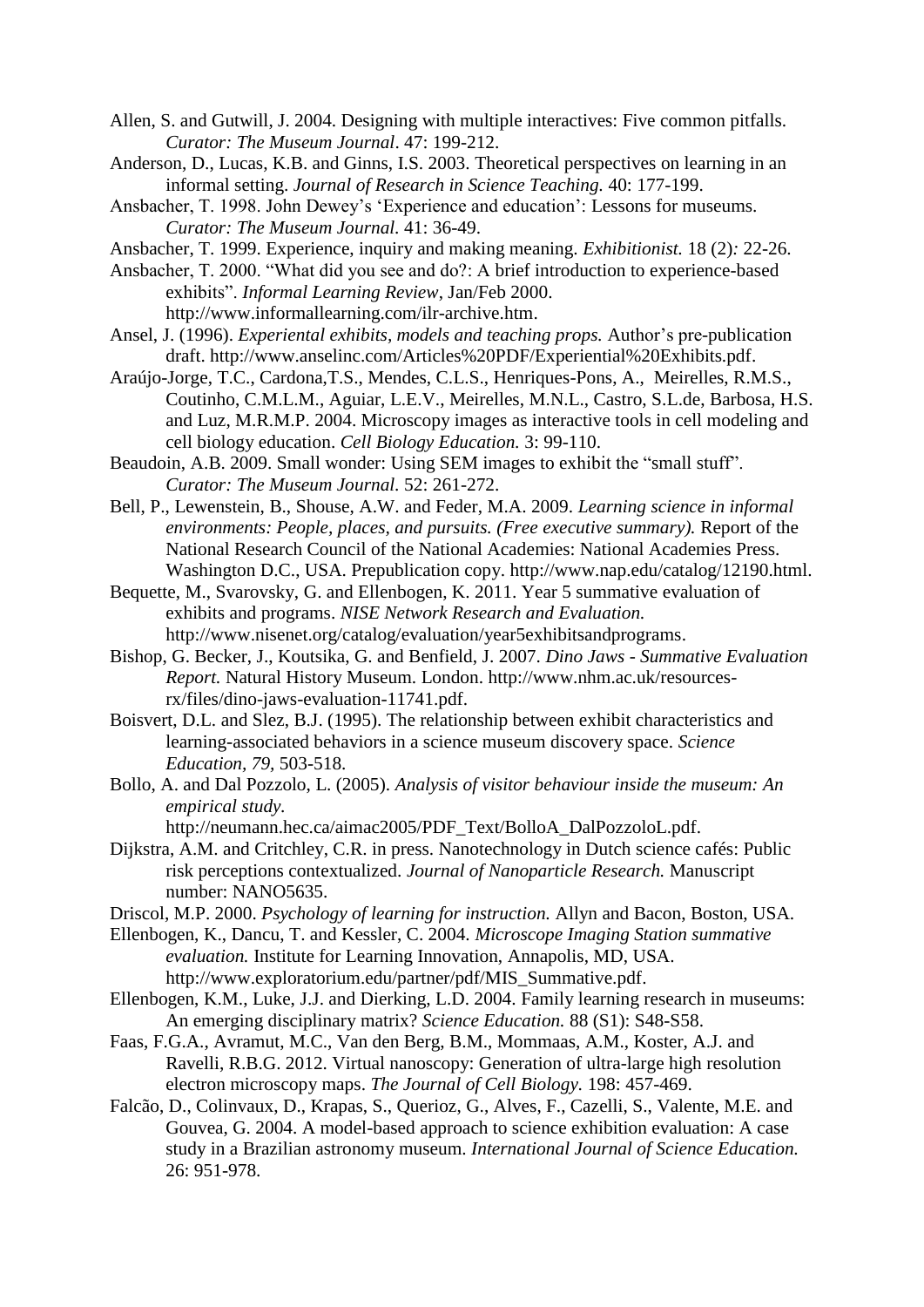Allen, S. and Gutwill, J. 2004. Designing with multiple interactives: Five common pitfalls. *Curator: The Museum Journal*. 47: 199-212.

Anderson, D., Lucas, K.B. and Ginns, I.S. 2003. Theoretical perspectives on learning in an informal setting. *Journal of Research in Science Teaching.* 40: 177-199.

Ansbacher, T. 1998. John Dewey's 'Experience and education': Lessons for museums. *Curator: The Museum Journal*. 41: 36-49.

Ansbacher, T. 1999. Experience, inquiry and making meaning. *Exhibitionist.* 18 (2)*:* 22-26.

Ansbacher, T. 2000. "What did you see and do?: A brief introduction to experience-based exhibits". *Informal Learning Review*, Jan/Feb 2000. http://www.informallearning.com/ilr-archive.htm.

Ansel, J. (1996). *Experiental exhibits, models and teaching props.* Author's pre-publication draft. http://www.anselinc.com/Articles%20PDF/Experiential%20Exhibits.pdf.

Araújo-Jorge, T.C., Cardona,T.S., Mendes, C.L.S., Henriques-Pons, A., Meirelles, R.M.S., Coutinho, C.M.L.M., Aguiar, L.E.V., Meirelles, M.N.L., Castro, S.L.de, Barbosa, H.S. and Luz, M.R.M.P. 2004. Microscopy images as interactive tools in cell modeling and cell biology education. *Cell Biology Education.* 3: 99-110.

Beaudoin, A.B. 2009. Small wonder: Using SEM images to exhibit the "small stuff". *Curator: The Museum Journal*. 52: 261-272.

Bell, P., Lewenstein, B., Shouse, A.W. and Feder, M.A. 2009. *Learning science in informal environments: People, places, and pursuits. (Free executive summary).* Report of the National Research Council of the National Academies: National Academies Press. Washington D.C., USA. Prepublication copy. http://www.nap.edu/catalog/12190.html.

Bequette, M., Svarovsky, G. and Ellenbogen, K. 2011. Year 5 summative evaluation of exhibits and programs. *NISE Network Research and Evaluation.* http://www.nisenet.org/catalog/evaluation/year5exhibitsandprograms.

Bishop, G. Becker, J., Koutsika, G. and Benfield, J. 2007. *Dino Jaws - Summative Evaluation Report.* Natural History Museum. London. http://www.nhm.ac.uk/resources-rx/files/dino-jaws-evaluation-11741.pdf.

Boisvert, D.L. and Slez, B.J. (1995). The relationship between exhibit characteristics and learning-associated behaviors in a science museum discovery space. *Science Education, 79*, 503-518.

Bollo, A. and Dal Pozzolo, L. (2005). *Analysis of visitor behaviour inside the museum: An empirical study.* http://neumann.hec.ca/aimac2005/PDF_Text/BolloA_DalPozzoloL.pdf.

Dijkstra, A.M. and Critchley, C.R. in press. Nanotechnology in Dutch science cafés: Public risk perceptions contextualized. *Journal of Nanoparticle Research.* Manuscript number: NANO5635.

Driscol, M.P. 2000. *Psychology of learning for instruction.* Allyn and Bacon, Boston, USA.

Ellenbogen, K., Dancu, T. and Kessler, C. 2004. *Microscope Imaging Station summative evaluation.* Institute for Learning Innovation, Annapolis, MD, USA. http://www.exploratorium.edu/partner/pdf/MIS_Summative.pdf.

Ellenbogen, K.M., Luke, J.J. and Dierking, L.D. 2004. Family learning research in museums: An emerging disciplinary matrix? *Science Education.* 88 (S1): S48-S58.

Faas, F.G.A., Avramut, M.C., Van den Berg, B.M., Mommaas, A.M., Koster, A.J. and Ravelli, R.B.G. 2012. Virtual nanoscopy: Generation of ultra-large high resolution electron microscopy maps. *The Journal of Cell Biology.* 198: 457-469.

Falcão, D., Colinvaux, D., Krapas, S., Querioz, G., Alves, F., Cazelli, S., Valente, M.E. and Gouvea, G. 2004. A model-based approach to science exhibition evaluation: A case study in a Brazilian astronomy museum. *International Journal of Science Education.* 26: 951-978.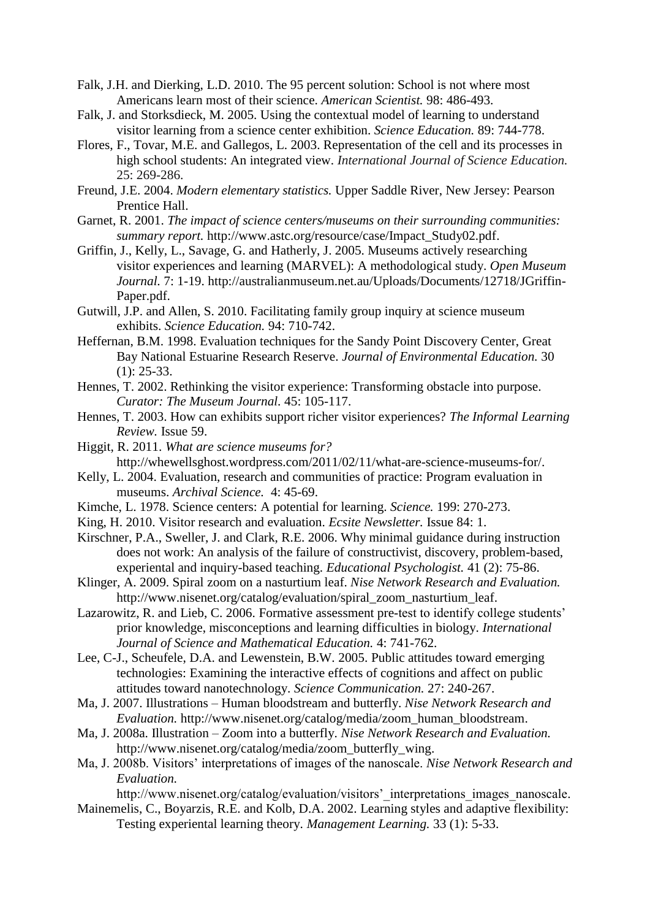Falk, J.H. and Dierking, L.D. 2010. The 95 percent solution: School is not where most Americans learn most of their science. *American Scientist.* 98: 486-493.

Falk, J. and Storksdieck, M. 2005. Using the contextual model of learning to understand visitor learning from a science center exhibition. *Science Education.* 89: 744-778.

Flores, F., Tovar, M.E. and Gallegos, L. 2003. Representation of the cell and its processes in high school students: An integrated view. *International Journal of Science Education.* 25: 269-286.

Freund, J.E. 2004. *Modern elementary statistics.* Upper Saddle River, New Jersey: Pearson Prentice Hall.

Garnet, R. 2001. *The impact of science centers/museums on their surrounding communities: summary report.* http://www.astc.org/resource/case/Impact_Study02.pdf.

Griffin, J., Kelly, L., Savage, G. and Hatherly, J. 2005. Museums actively researching visitor experiences and learning (MARVEL): A methodological study. *Open Museum Journal.* 7: 1-19. http://australianmuseum.net.au/Uploads/Documents/12718/JGriffin-Paper.pdf.

Gutwill, J.P. and Allen, S. 2010. Facilitating family group inquiry at science museum exhibits. *Science Education.* 94: 710-742.

Heffernan, B.M. 1998. Evaluation techniques for the Sandy Point Discovery Center, Great Bay National Estuarine Research Reserve. *Journal of Environmental Education.* 30 (1): 25-33.

Hennes, T. 2002. Rethinking the visitor experience: Transforming obstacle into purpose. *Curator: The Museum Journal*. 45: 105-117.

Hennes, T. 2003. How can exhibits support richer visitor experiences? *The Informal Learning Review.* Issue 59.

Higgit, R. 2011. *What are science museums for?* http://whewellsghost.wordpress.com/2011/02/11/what-are-science-museums-for/.

Kelly, L. 2004. Evaluation, research and communities of practice: Program evaluation in museums. *Archival Science.* 4: 45-69.

Kimche, L. 1978. Science centers: A potential for learning. *Science.* 199: 270-273.

King, H. 2010. Visitor research and evaluation. *Ecsite Newsletter.* Issue 84: 1.

Kirschner, P.A., Sweller, J. and Clark, R.E. 2006. Why minimal guidance during instruction does not work: An analysis of the failure of constructivist, discovery, problem-based, experiential and inquiry-based teaching. *Educational Psychologist.* 41 (2): 75-86.

Klinger, A. 2009. Spiral zoom on a nasturtium leaf. *Nise Network Research and Evaluation.* http://www.nisenet.org/catalog/evaluation/spiral_zoom_nasturtium_leaf.

Lazarowitz, R. and Lieb, C. 2006. Formative assessment pre-test to identify college students' prior knowledge, misconceptions and learning difficulties in biology. *International Journal of Science and Mathematical Education.* 4: 741-762.

Lee, C-J., Scheufele, D.A. and Lewenstein, B.W. 2005. Public attitudes toward emerging technologies: Examining the interactive effects of cognitions and affect on public attitudes toward nanotechnology. *Science Communication.* 27: 240-267.

Ma, J. 2007. Illustrations – Human bloodstream and butterfly. *Nise Network Research and Evaluation.* http://www.nisenet.org/catalog/media/zoom_human_bloodstream.

Ma, J. 2008a. Illustration – Zoom into a butterfly. *Nise Network Research and Evaluation.* http://www.nisenet.org/catalog/media/zoom_butterfly_wing.

Ma, J. 2008b. Visitors' interpretations of images of the nanoscale. *Nise Network Research and Evaluation.* http://www.nisenet.org/catalog/evaluation/visitors'_interpretations_images_nanoscale.

Mainemelis, C., Boyarzis, R.E. and Kolb, D.A. 2002. Learning styles and adaptive flexibility: Testing experiental learning theory. *Management Learning.* 33 (1): 5-33.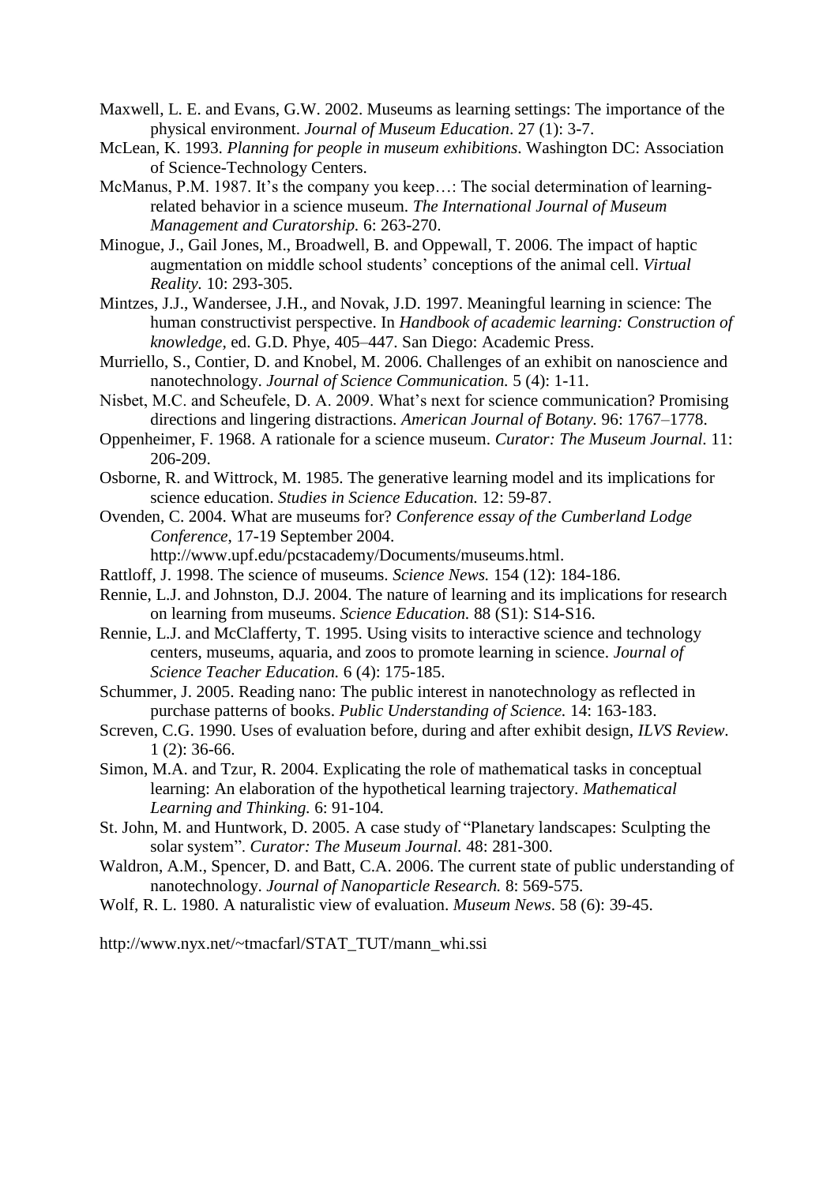Maxwell, L. E. and Evans, G.W. 2002. Museums as learning settings: The importance of the physical environment. *Journal of Museum Education*. 27 (1): 3-7.

McLean, K. 1993. *Planning for people in museum exhibitions*. Washington DC: Association of Science-Technology Centers.

McManus, P.M. 1987. It's the company you keep…: The social determination of learning-related behavior in a science museum. *The International Journal of Museum Management and Curatorship.* 6: 263-270.

Minogue, J., Gail Jones, M., Broadwell, B. and Oppewall, T. 2006. The impact of haptic augmentation on middle school students' conceptions of the animal cell. *Virtual Reality.* 10: 293-305.

Mintzes, J.J., Wandersee, J.H., and Novak, J.D. 1997. Meaningful learning in science: The human constructivist perspective. In *Handbook of academic learning: Construction of knowledge*, ed. G.D. Phye, 405–447. San Diego: Academic Press.

Murriello, S., Contier, D. and Knobel, M. 2006. Challenges of an exhibit on nanoscience and nanotechnology. *Journal of Science Communication.* 5 (4): 1-11.

Nisbet, M.C. and Scheufele, D. A. 2009. What's next for science communication? Promising directions and lingering distractions. *American Journal of Botany.* 96: 1767–1778.

Oppenheimer, F. 1968. A rationale for a science museum. *Curator: The Museum Journal*. 11: 206-209.

Osborne, R. and Wittrock, M. 1985. The generative learning model and its implications for science education. *Studies in Science Education.* 12: 59-87.

Ovenden, C. 2004. What are museums for? *Conference essay of the Cumberland Lodge Conference*, 17-19 September 2004. http://www.upf.edu/pcstacademy/Documents/museums.html.

Rattloff, J. 1998. The science of museums. *Science News.* 154 (12): 184-186.

Rennie, L.J. and Johnston, D.J. 2004. The nature of learning and its implications for research on learning from museums. *Science Education.* 88 (S1): S14-S16.

Rennie, L.J. and McClafferty, T. 1995. Using visits to interactive science and technology centers, museums, aquaria, and zoos to promote learning in science. *Journal of Science Teacher Education.* 6 (4): 175-185.

Schummer, J. 2005. Reading nano: The public interest in nanotechnology as reflected in purchase patterns of books. *Public Understanding of Science.* 14: 163-183.

Screven, C.G. 1990. Uses of evaluation before, during and after exhibit design, *ILVS Review*. 1 (2): 36-66.

Simon, M.A. and Tzur, R. 2004. Explicating the role of mathematical tasks in conceptual learning: An elaboration of the hypothetical learning trajectory. *Mathematical Learning and Thinking.* 6: 91-104.

St. John, M. and Huntwork, D. 2005. A case study of "Planetary landscapes: Sculpting the solar system". *Curator: The Museum Journal.* 48: 281-300.

Waldron, A.M., Spencer, D. and Batt, C.A. 2006. The current state of public understanding of nanotechnology. *Journal of Nanoparticle Research.* 8: 569-575.

Wolf, R. L. 1980. A naturalistic view of evaluation. *Museum News.* 58 (6): 39-45.

http://www.nyx.net/~tmacfarl/STAT_TUT/mann_whi.ssi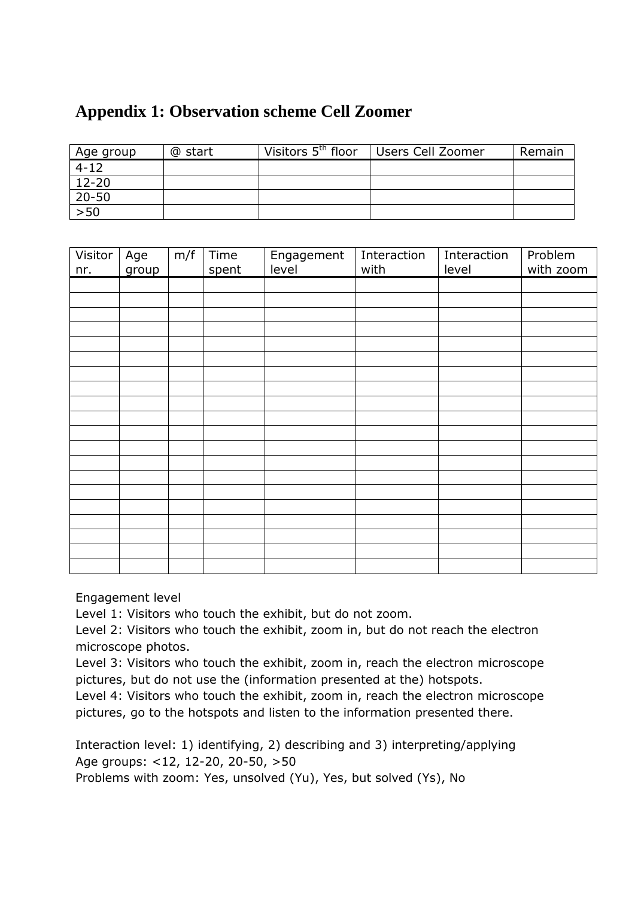# Appendix 1: Observation scheme Cell Zoomer

| Age group | @ start | Visitors $5^{th}$ floor | Users Cell Zoomer | Remain |
|---|---|---|---|---|
| 4-12 | | | | |
| 12-20 | | | | |
| 20-50 | | | | |
| >50 | | | | |

| Visitor nr. | Age group | m/f | Time spent | Engagement level | Interaction with | Interaction level | Problem with zoom |
|---|---|---|---|---|---|---|---|
| | | | | | | | |
| | | | | | | | |
| | | | | | | | |
| | | | | | | | |
| | | | | | | | |
| | | | | | | | |
| | | | | | | | |
| | | | | | | | |
| | | | | | | | |
| | | | | | | | |
| | | | | | | | |
| | | | | | | | |
| | | | | | | | |
| | | | | | | | |
| | | | | | | | |
| | | | | | | | |
| | | | | | | | |
| | | | | | | | |
| | | | | | | | |
| | | | | | | | |

Engagement level
Level 1: Visitors who touch the exhibit, but do not zoom.
Level 2: Visitors who touch the exhibit, zoom in, but do not reach the electron microscope photos.
Level 3: Visitors who touch the exhibit, zoom in, reach the electron microscope pictures, but do not use the (information presented at the) hotspots.
Level 4: Visitors who touch the exhibit, zoom in, reach the electron microscope pictures, go to the hotspots and listen to the information presented there.

Interaction level: 1) identifying, 2) describing and 3) interpreting/applying
Age groups: <12, 12-20, 20-50, >50
Problems with zoom: Yes, unsolved (Yu), Yes, but solved (Ys), No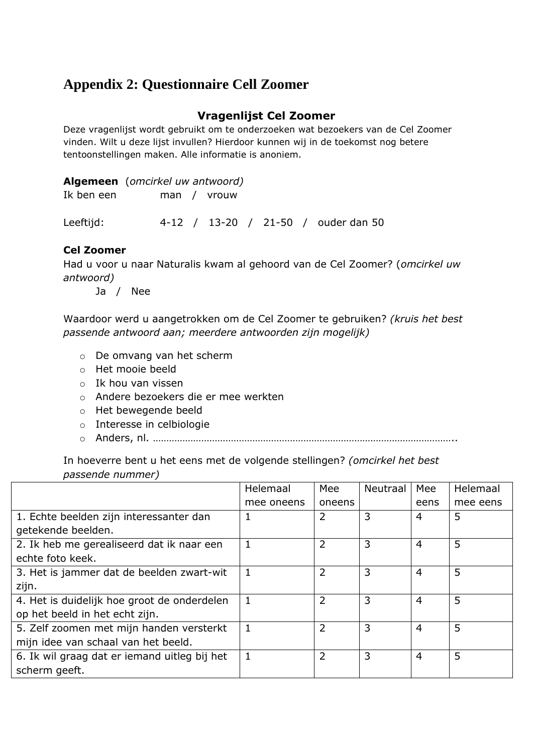# Appendix 2: Questionnaire Cell Zoomer

### Vragenlijst Cel Zoomer

Deze vragenlijst wordt gebruikt om te onderzoeken wat bezoekers van de Cel Zoomer vinden. Wilt u deze lijst invullen? Hierdoor kunnen wij in de toekomst nog betere tentoonstellingen maken. Alle informatie is anoniem.

**Algemeen** (*omcirkel uw antwoord)*

Ik ben een man / vrouw

Leeftijd: 4-12 / 13-20 / 21-50 / ouder dan 50

**Cel Zoomer**

Had u voor u naar Naturalis kwam al gehoord van de Cel Zoomer? (*omcirkel uw antwoord)*

Ja / Nee

Waardoor werd u aangetrokken om de Cel Zoomer te gebruiken? *(kruis het best passende antwoord aan; meerdere antwoorden zijn mogelijk)*

- De omvang van het scherm
- Het mooie beeld
- Ik hou van vissen
- Andere bezoekers die er mee werkten
- Het bewegende beeld
- Interesse in celbiologie
- Anders, nl. …………………………………………………………………………………………………..

In hoeverre bent u het eens met de volgende stellingen? *(omcirkel het best passende nummer)*

| | Helemaal mee oneens | Mee oneens | Neutraal | Mee eens | Helemaal mee eens |
|---|---|---|---|---|---|
| 1. Echte beelden zijn interessanter dan getekende beelden. | 1 | 2 | 3 | 4 | 5 |
| 2. Ik heb me gerealiseerd dat ik naar een echte foto keek. | 1 | 2 | 3 | 4 | 5 |
| 3. Het is jammer dat de beelden zwart-wit zijn. | 1 | 2 | 3 | 4 | 5 |
| 4. Het is duidelijk hoe groot de onderdelen op het beeld in het echt zijn. | 1 | 2 | 3 | 4 | 5 |
| 5. Zelf zoomen met mijn handen versterkt mijn idee van schaal van het beeld. | 1 | 2 | 3 | 4 | 5 |
| 6. Ik wil graag dat er iemand uitleg bij het scherm geeft. | 1 | 2 | 3 | 4 | 5 |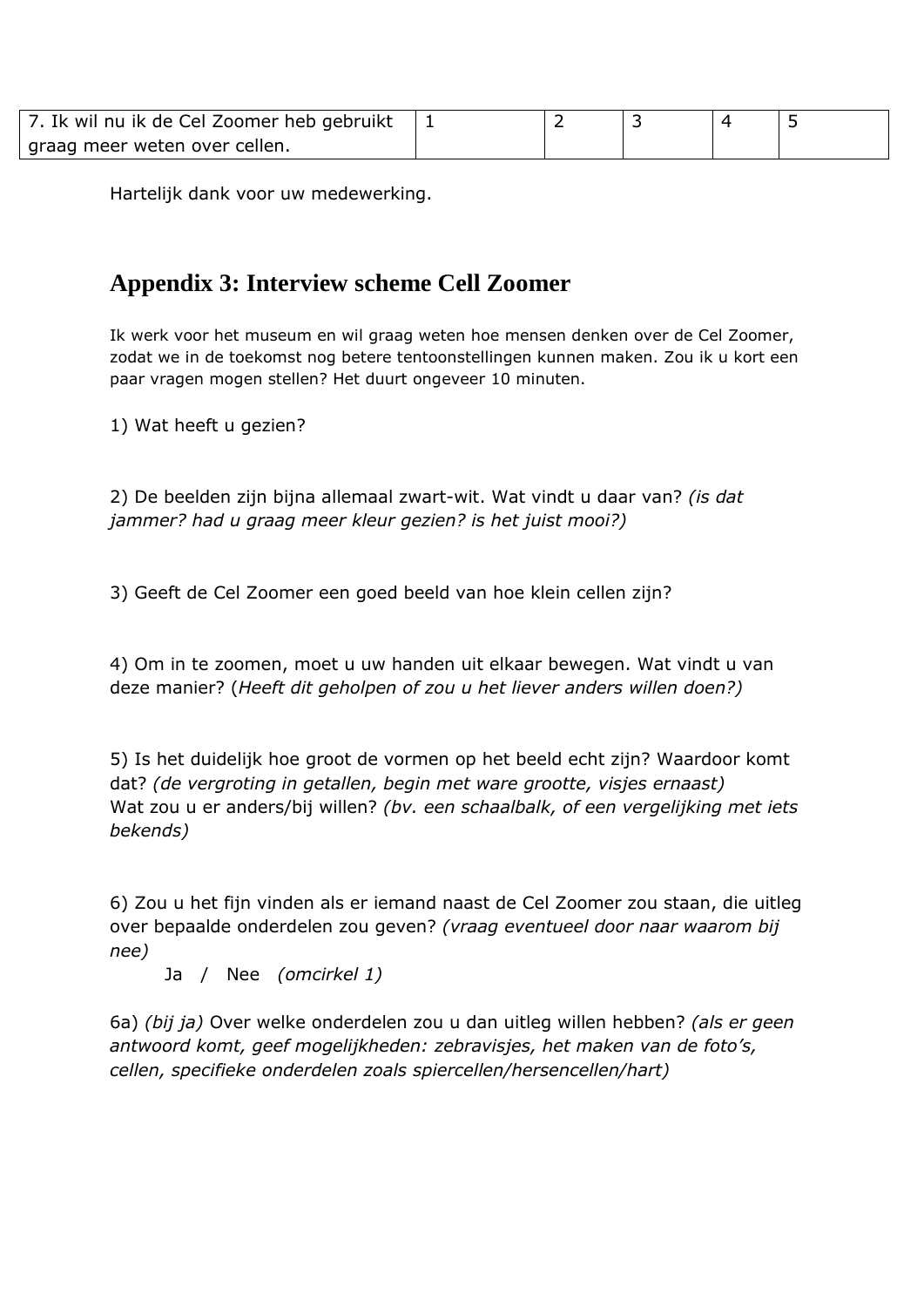| 7. Ik wil nu ik de Cel Zoomer heb gebruikt graag meer weten over cellen. | 1 | 2 | 3 | 4 | 5 |
|---|---|---|---|---|---|

Hartelijk dank voor uw medewerking.

## Appendix 3: Interview scheme Cell Zoomer

Ik werk voor het museum en wil graag weten hoe mensen denken over de Cel Zoomer, zodat we in de toekomst nog betere tentoonstellingen kunnen maken. Zou ik u kort een paar vragen mogen stellen? Het duurt ongeveer 10 minuten.

1) Wat heeft u gezien?

2) De beelden zijn bijna allemaal zwart-wit. Wat vindt u daar van? *(is dat jammer? had u graag meer kleur gezien? is het juist mooi?)*

3) Geeft de Cel Zoomer een goed beeld van hoe klein cellen zijn?

4) Om in te zoomen, moet u uw handen uit elkaar bewegen. Wat vindt u van deze manier? (*Heeft dit geholpen of zou u het liever anders willen doen?)*

5) Is het duidelijk hoe groot de vormen op het beeld echt zijn? Waardoor komt dat? *(de vergroting in getallen, begin met ware grootte, visjes ernaast)*
Wat zou u er anders/bij willen? *(bv. een schaalbalk, of een vergelijking met iets bekends)*

6) Zou u het fijn vinden als er iemand naast de Cel Zoomer zou staan, die uitleg over bepaalde onderdelen zou geven? *(vraag eventueel door naar waarom bij nee)*

Ja / Nee *(omcirkel 1)*

6a) *(bij ja)* Over welke onderdelen zou u dan uitleg willen hebben? *(als er geen antwoord komt, geef mogelijkheden: zebravisjes, het maken van de foto's, cellen, specifieke onderdelen zoals spiercellen/hersencellen/hart)*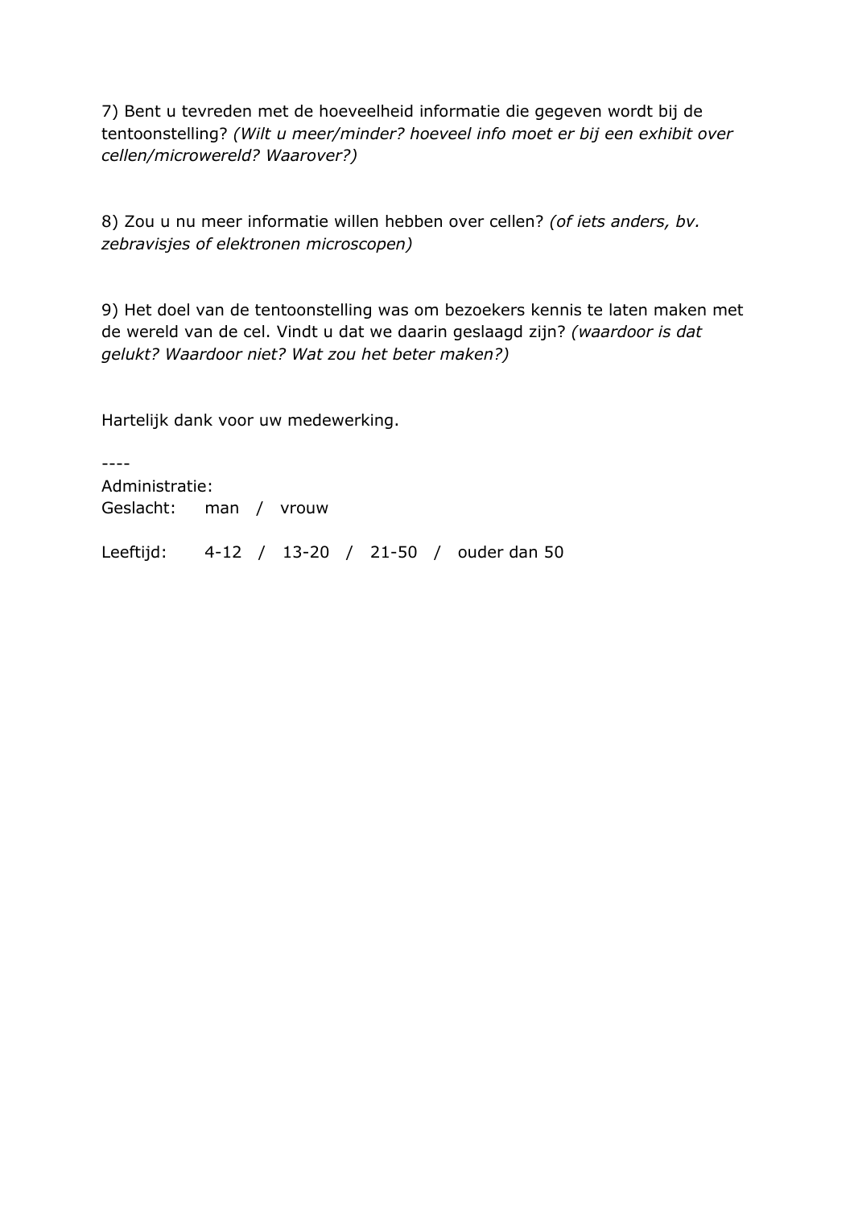7) Bent u tevreden met de hoeveelheid informatie die gegeven wordt bij de tentoonstelling? *(Wilt u meer/minder? hoeveel info moet er bij een exhibit over cellen/microwereld? Waarover?)*

8) Zou u nu meer informatie willen hebben over cellen? *(of iets anders, bv. zebravisjes of elektronen microscopen)*

9) Het doel van de tentoonstelling was om bezoekers kennis te laten maken met de wereld van de cel. Vindt u dat we daarin geslaagd zijn? *(waardoor is dat gelukt? Waardoor niet? Wat zou het beter maken?)*

Hartelijk dank voor uw medewerking.

----

Administratie:

Geslacht: man / vrouw

Leeftijd: 4-12 / 13-20 / 21-50 / ouder dan 50